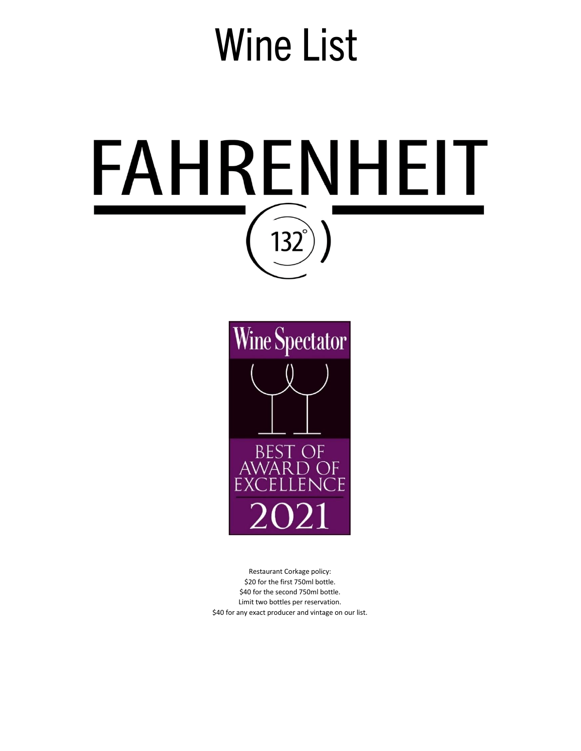# Wine List

# FAHRENHEIT

132°

Wine Spectator

BEST OF AWARD OF EXCELLENCE

2021

Restaurant Corkage policy:
$20 for the first 750ml bottle.
$40 for the second 750ml bottle.
Limit two bottles per reservation.
$40 for any exact producer and vintage on our list.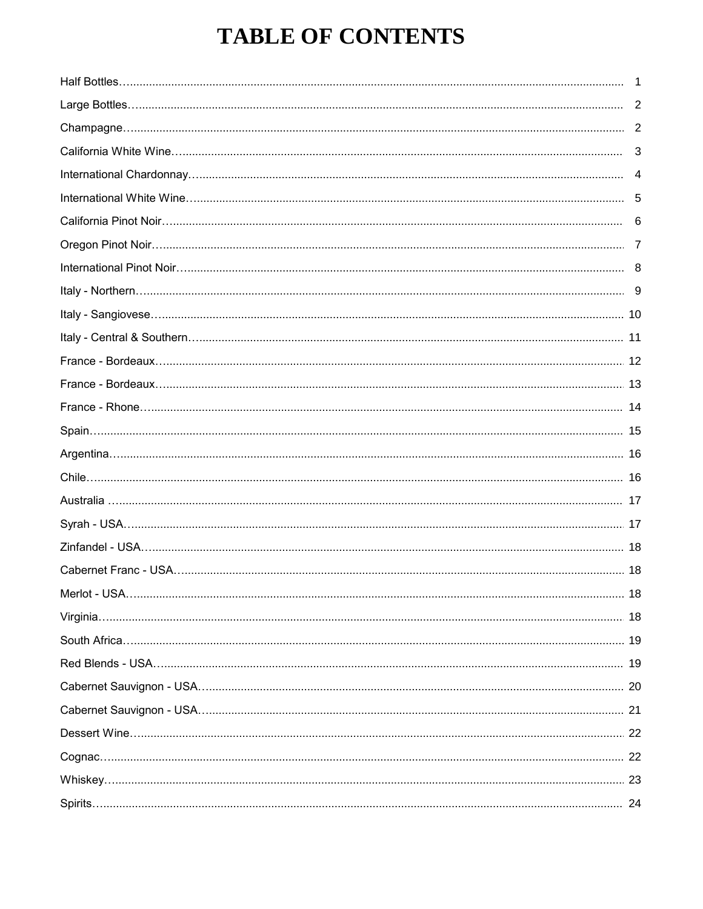# TABLE OF CONTENTS

| Section | Page |
|---|---|
| Half Bottles | 1 |
| Large Bottles | 2 |
| Champagne | 2 |
| California White Wine | 3 |
| International Chardonnay | 4 |
| International White Wine | 5 |
| California Pinot Noir | 6 |
| Oregon Pinot Noir | 7 |
| International Pinot Noir | 8 |
| Italy - Northern | 9 |
| Italy - Sangiovese | 10 |
| Italy - Central & Southern | 11 |
| France - Bordeaux | 12 |
| France - Bordeaux | 13 |
| France - Rhone | 14 |
| Spain | 15 |
| Argentina | 16 |
| Chile | 16 |
| Australia | 17 |
| Syrah - USA | 17 |
| Zinfandel - USA | 18 |
| Cabernet Franc - USA | 18 |
| Merlot - USA | 18 |
| Virginia | 18 |
| South Africa | 19 |
| Red Blends - USA | 19 |
| Cabernet Sauvignon - USA | 20 |
| Cabernet Sauvignon - USA | 21 |
| Dessert Wine | 22 |
| Cognac | 22 |
| Whiskey | 23 |
| Spirits | 24 |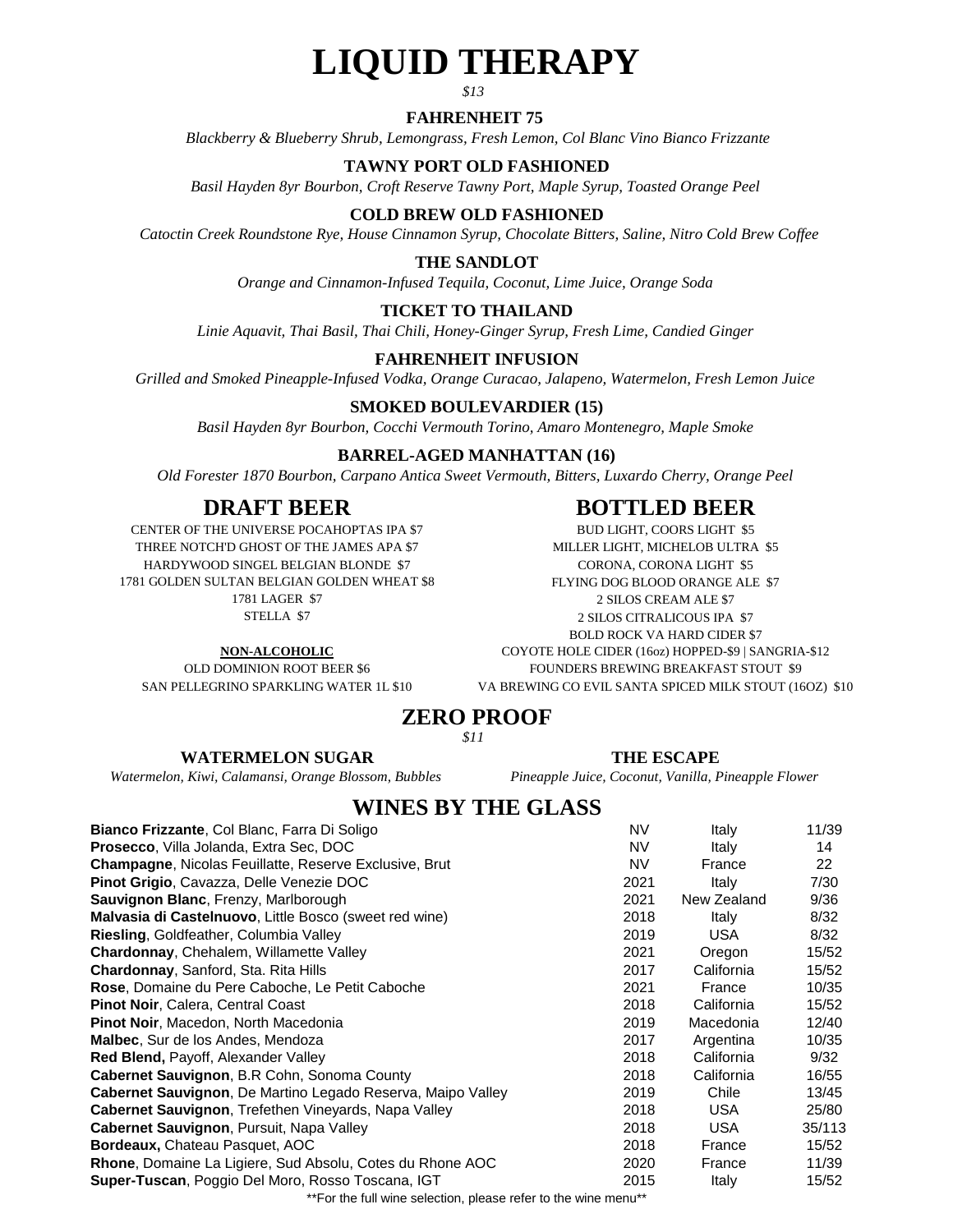# LIQUID THERAPY

*$13*

### FAHRENHEIT 75

*Blackberry & Blueberry Shrub, Lemongrass, Fresh Lemon, Col Blanc Vino Bianco Frizzante*

### TAWNY PORT OLD FASHIONED

*Basil Hayden 8yr Bourbon, Croft Reserve Tawny Port, Maple Syrup, Toasted Orange Peel*

### COLD BREW OLD FASHIONED

*Catoctin Creek Roundstone Rye, House Cinnamon Syrup, Chocolate Bitters, Saline, Nitro Cold Brew Coffee*

### THE SANDLOT

*Orange and Cinnamon-Infused Tequila, Coconut, Lime Juice, Orange Soda*

### TICKET TO THAILAND

*Linie Aquavit, Thai Basil, Thai Chili, Honey-Ginger Syrup, Fresh Lime, Candied Ginger*

### FAHRENHEIT INFUSION

*Grilled and Smoked Pineapple-Infused Vodka, Orange Curacao, Jalapeno, Watermelon, Fresh Lemon Juice*

### SMOKED BOULEVARDIER (15)

*Basil Hayden 8yr Bourbon, Cocchi Vermouth Torino, Amaro Montenegro, Maple Smoke*

### BARREL-AGED MANHATTAN (16)

*Old Forester 1870 Bourbon, Carpano Antica Sweet Vermouth, Bitters, Luxardo Cherry, Orange Peel*

## DRAFT BEER

CENTER OF THE UNIVERSE POCAHOPTAS IPA $7
THREE NOTCH'D GHOST OF THE JAMES APA $7
HARDYWOOD SINGEL BELGIAN BLONDE $7
1781 GOLDEN SULTAN BELGIAN GOLDEN WHEAT $8
1781 LAGER $7
STELLA $7

**NON-ALCOHOLIC**

OLD DOMINION ROOT BEER $6
SAN PELLEGRINO SPARKLING WATER 1L $10

## BOTTLED BEER

BUD LIGHT, COORS LIGHT $5
MILLER LIGHT, MICHELOB ULTRA $5
CORONA, CORONA LIGHT $5
FLYING DOG BLOOD ORANGE ALE $7
2 SILOS CREAM ALE $7
2 SILOS CITRALICOUS IPA $7
BOLD ROCK VA HARD CIDER $7
COYOTE HOLE CIDER (16oz) HOPPED-$9 | SANGRIA-$12
FOUNDERS BREWING BREAKFAST STOUT $9
VA BREWING CO EVIL SANTA SPICED MILK STOUT (16OZ) $10

## ZERO PROOF

*$11*

### WATERMELON SUGAR

*Watermelon, Kiwi, Calamansi, Orange Blossom, Bubbles*

### THE ESCAPE

*Pineapple Juice, Coconut, Vanilla, Pineapple Flower*

## WINES BY THE GLASS

| Wine | Vintage | Origin | Price |
|---|---|---|---|
| **Bianco Frizzante**, Col Blanc, Farra Di Soligo | NV | Italy | 11/39 |
| **Prosecco**, Villa Jolanda, Extra Sec, DOC | NV | Italy | 14 |
| **Champagne**, Nicolas Feuillatte, Reserve Exclusive, Brut | NV | France | 22 |
| **Pinot Grigio**, Cavazza, Delle Venezie DOC | 2021 | Italy | 7/30 |
| **Sauvignon Blanc**, Frenzy, Marlborough | 2021 | New Zealand | 9/36 |
| **Malvasia di Castelnuovo**, Little Bosco (sweet red wine) | 2018 | Italy | 8/32 |
| **Riesling**, Goldfeather, Columbia Valley | 2019 | USA | 8/32 |
| **Chardonnay**, Chehalem, Willamette Valley | 2021 | Oregon | 15/52 |
| **Chardonnay**, Sanford, Sta. Rita Hills | 2017 | California | 15/52 |
| **Rose**, Domaine du Pere Caboche, Le Petit Caboche | 2021 | France | 10/35 |
| **Pinot Noir**, Calera, Central Coast | 2018 | California | 15/52 |
| **Pinot Noir**, Macedon, North Macedonia | 2019 | Macedonia | 12/40 |
| **Malbec**, Sur de los Andes, Mendoza | 2017 | Argentina | 10/35 |
| **Red Blend,** Payoff, Alexander Valley | 2018 | California | 9/32 |
| **Cabernet Sauvignon**, B.R Cohn, Sonoma County | 2018 | California | 16/55 |
| **Cabernet Sauvignon**, De Martino Legado Reserva, Maipo Valley | 2019 | Chile | 13/45 |
| **Cabernet Sauvignon**, Trefethen Vineyards, Napa Valley | 2018 | USA | 25/80 |
| **Cabernet Sauvignon**, Pursuit, Napa Valley | 2018 | USA | 35/113 |
| **Bordeaux,** Chateau Pasquet, AOC | 2018 | France | 15/52 |
| **Rhone**, Domaine La Ligiere, Sud Absolu, Cotes du Rhone AOC | 2020 | France | 11/39 |
| **Super-Tuscan**, Poggio Del Moro, Rosso Toscana, IGT | 2015 | Italy | 15/52 |

**For the full wine selection, please refer to the wine menu**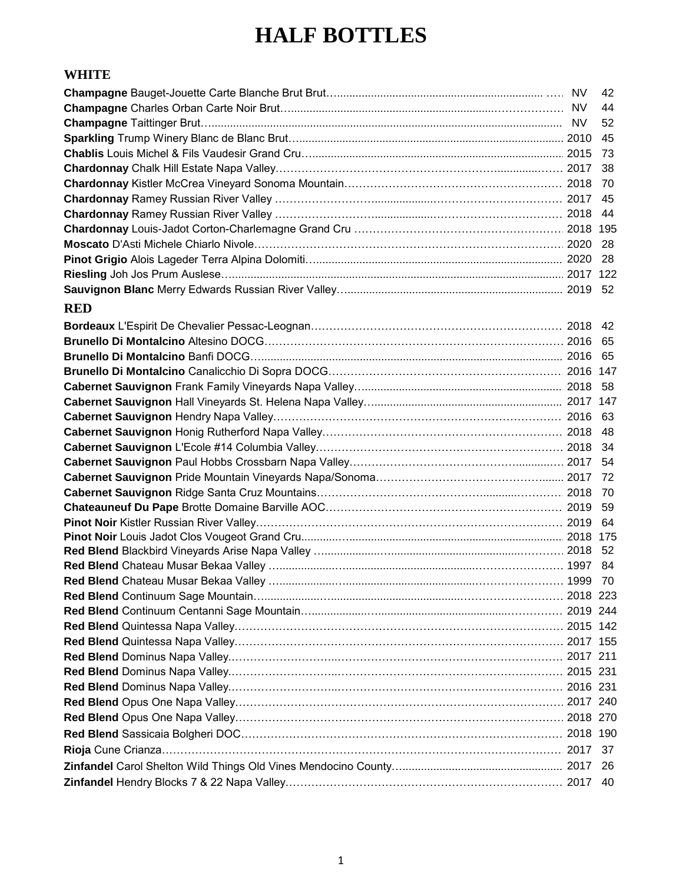# HALF BOTTLES

## WHITE

| Wine | Vintage | Price |
|---|---|---|
| **Champagne** Bauget-Jouette Carte Blanche Brut Brut | NV | 42 |
| **Champagne** Charles Orban Carte Noir Brut | NV | 44 |
| **Champagne** Taittinger Brut | NV | 52 |
| **Sparkling** Trump Winery Blanc de Blanc Brut | 2010 | 45 |
| **Chablis** Louis Michel & Fils Vaudesir Grand Cru | 2015 | 73 |
| **Chardonnay** Chalk Hill Estate Napa Valley | 2017 | 38 |
| **Chardonnay** Kistler McCrea Vineyard Sonoma Mountain | 2018 | 70 |
| **Chardonnay** Ramey Russian River Valley | 2017 | 45 |
| **Chardonnay** Ramey Russian River Valley | 2018 | 44 |
| **Chardonnay** Louis-Jadot Corton-Charlemagne Grand Cru | 2018 | 195 |
| **Moscato** D'Asti Michele Chiarlo Nivole | 2020 | 28 |
| **Pinot Grigio** Alois Lageder Terra Alpina Dolomiti | 2020 | 28 |
| **Riesling** Joh Jos Prum Auslese | 2017 | 122 |
| **Sauvignon Blanc** Merry Edwards Russian River Valley | 2019 | 52 |

## RED

| Wine | Vintage | Price |
|---|---|---|
| **Bordeaux** L'Espirit De Chevalier Pessac-Leognan | 2018 | 42 |
| **Brunello Di Montalcino** Altesino DOCG | 2016 | 65 |
| **Brunello Di Montalcino** Banfi DOCG | 2016 | 65 |
| **Brunello Di Montalcino** Canalicchio Di Sopra DOCG | 2016 | 147 |
| **Cabernet Sauvignon** Frank Family Vineyards Napa Valley | 2018 | 58 |
| **Cabernet Sauvignon** Hall Vineyards St. Helena Napa Valley | 2017 | 147 |
| **Cabernet Sauvignon** Hendry Napa Valley | 2016 | 63 |
| **Cabernet Sauvignon** Honig Rutherford Napa Valley | 2018 | 48 |
| **Cabernet Sauvignon** L'Ecole #14 Columbia Valley | 2018 | 34 |
| **Cabernet Sauvignon** Paul Hobbs Crossbarn Napa Valley | 2017 | 54 |
| **Cabernet Sauvignon** Pride Mountain Vineyards Napa/Sonoma | 2017 | 72 |
| **Cabernet Sauvignon** Ridge Santa Cruz Mountains | 2018 | 70 |
| **Chateauneuf Du Pape** Brotte Domaine Barville AOC | 2019 | 59 |
| **Pinot Noir** Kistler Russian River Valley | 2019 | 64 |
| **Pinot Noir** Louis Jadot Clos Vougeot Grand Cru | 2018 | 175 |
| **Red Blend** Blackbird Vineyards Arise Napa Valley | 2018 | 52 |
| **Red Blend** Chateau Musar Bekaa Valley | 1997 | 84 |
| **Red Blend** Chateau Musar Bekaa Valley | 1999 | 70 |
| **Red Blend** Continuum Sage Mountain | 2018 | 223 |
| **Red Blend** Continuum Centanni Sage Mountain | 2019 | 244 |
| **Red Blend** Quintessa Napa Valley | 2015 | 142 |
| **Red Blend** Quintessa Napa Valley | 2017 | 155 |
| **Red Blend** Dominus Napa Valley | 2017 | 211 |
| **Red Blend** Dominus Napa Valley | 2015 | 231 |
| **Red Blend** Dominus Napa Valley | 2016 | 231 |
| **Red Blend** Opus One Napa Valley | 2017 | 240 |
| **Red Blend** Opus One Napa Valley | 2018 | 270 |
| **Red Blend** Sassicaia Bolgheri DOC | 2018 | 190 |
| **Rioja** Cune Crianza | 2017 | 37 |
| **Zinfandel** Carol Shelton Wild Things Old Vines Mendocino County | 2017 | 26 |
| **Zinfandel** Hendry Blocks 7 & 22 Napa Valley | 2017 | 40 |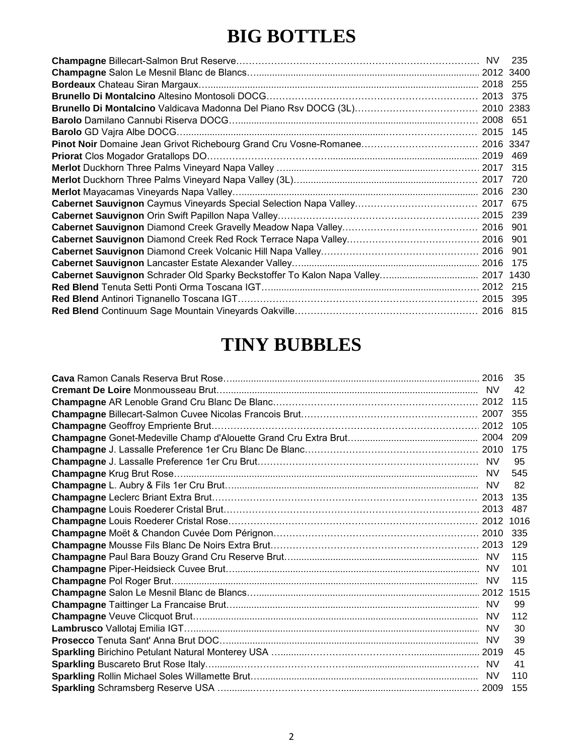# BIG BOTTLES

| Wine | Vintage | Price |
|---|---|---|
| **Champagne** Billecart-Salmon Brut Reserve | NV | 235 |
| **Champagne** Salon Le Mesnil Blanc de Blancs | 2012 | 3400 |
| **Bordeaux** Chateau Siran Margaux | 2018 | 255 |
| **Brunello Di Montalcino** Altesino Montosoli DOCG | 2013 | 375 |
| **Brunello Di Montalcino** Valdicava Madonna Del Piano Rsv DOCG (3L) | 2010 | 2383 |
| **Barolo** Damilano Cannubi Riserva DOCG | 2008 | 651 |
| **Barolo** GD Vajra Albe DOCG | 2015 | 145 |
| **Pinot Noir** Domaine Jean Grivot Richebourg Grand Cru Vosne-Romanee | 2016 | 3347 |
| **Priorat** Clos Mogador Gratallops DO | 2019 | 469 |
| **Merlot** Duckhorn Three Palms Vineyard Napa Valley | 2017 | 315 |
| **Merlot** Duckhorn Three Palms Vineyard Napa Valley (3L) | 2017 | 720 |
| **Merlot** Mayacamas Vineyards Napa Valley | 2016 | 230 |
| **Cabernet Sauvignon** Caymus Vineyards Special Selection Napa Valley | 2017 | 675 |
| **Cabernet Sauvignon** Orin Swift Papillon Napa Valley | 2015 | 239 |
| **Cabernet Sauvignon** Diamond Creek Gravelly Meadow Napa Valley | 2016 | 901 |
| **Cabernet Sauvignon** Diamond Creek Red Rock Terrace Napa Valley | 2016 | 901 |
| **Cabernet Sauvignon** Diamond Creek Volcanic Hill Napa Valley | 2016 | 901 |
| **Cabernet Sauvignon** Lancaster Estate Alexander Valley | 2016 | 175 |
| **Cabernet Sauvignon** Schrader Old Sparky Beckstoffer To Kalon Napa Valley | 2017 | 1430 |
| **Red Blend** Tenuta Setti Ponti Orma Toscana IGT | 2012 | 215 |
| **Red Blend** Antinori Tignanello Toscana IGT | 2015 | 395 |
| **Red Blend** Continuum Sage Mountain Vineyards Oakville | 2016 | 815 |

# TINY BUBBLES

| Wine | Vintage | Price |
|---|---|---|
| **Cava** Ramon Canals Reserva Brut Rose | 2016 | 35 |
| **Cremant De Loire** Monmousseau Brut | NV | 42 |
| **Champagne** AR Lenoble Grand Cru Blanc De Blanc | 2012 | 115 |
| **Champagne** Billecart-Salmon Cuvee Nicolas Francois Brut | 2007 | 355 |
| **Champagne** Geoffroy Empriente Brut | 2012 | 105 |
| **Champagne** Gonet-Medeville Champ d'Alouette Grand Cru Extra Brut | 2004 | 209 |
| **Champagne** J. Lassalle Preference 1er Cru Blanc De Blanc | 2010 | 175 |
| **Champagne** J. Lassalle Preference 1er Cru Brut | NV | 95 |
| **Champagne** Krug Brut Rose | NV | 545 |
| **Champagne** L. Aubry & Fils 1er Cru Brut | NV | 82 |
| **Champagne** Leclerc Briant Extra Brut | 2013 | 135 |
| **Champagne** Louis Roederer Cristal Brut | 2013 | 487 |
| **Champagne** Louis Roederer Cristal Rose | 2012 | 1016 |
| **Champagne** Moët & Chandon Cuvée Dom Pérignon | 2010 | 335 |
| **Champagne** Mousse Fils Blanc De Noirs Extra Brut | 2013 | 129 |
| **Champagne** Paul Bara Bouzy Grand Cru Reserve Brut | NV | 115 |
| **Champagne** Piper-Heidsieck Cuvee Brut | NV | 101 |
| **Champagne** Pol Roger Brut | NV | 115 |
| **Champagne** Salon Le Mesnil Blanc de Blancs | 2012 | 1515 |
| **Champagne** Taittinger La Francaise Brut | NV | 99 |
| **Champagne** Veuve Clicquot Brut | NV | 112 |
| **Lambrusco** Vallotaj Emilia IGT | NV | 30 |
| **Prosecco** Tenuta Sant' Anna Brut DOC | NV | 39 |
| **Sparkling** Birichino Petulant Natural Monterey USA | 2019 | 45 |
| **Sparkling** Buscareto Brut Rose Italy | NV | 41 |
| **Sparkling** Rollin Michael Soles Willamette Brut | NV | 110 |
| **Sparkling** Schramsberg Reserve USA | 2009 | 155 |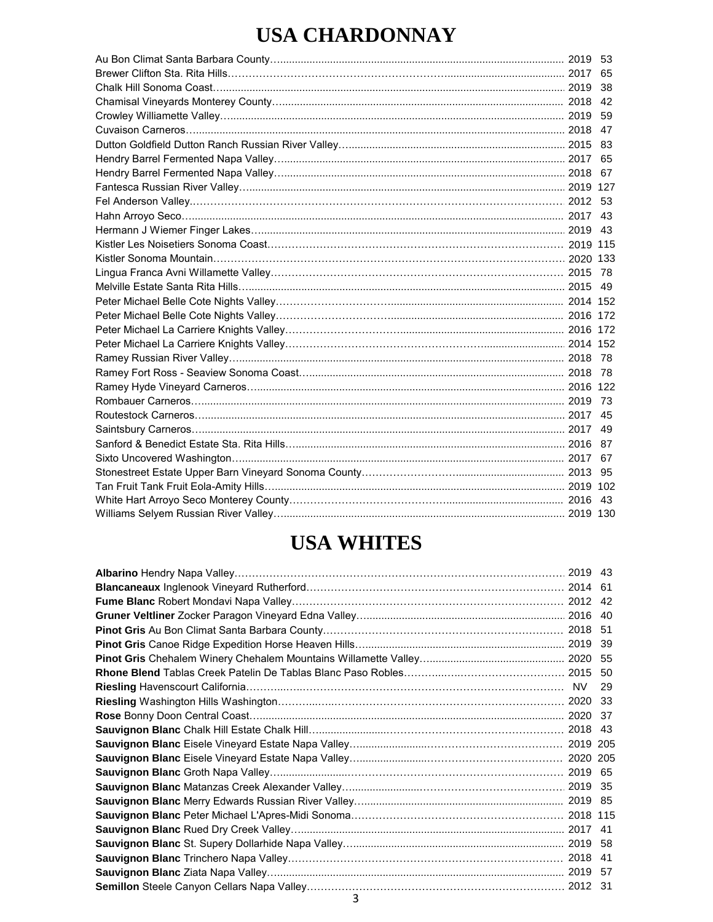# USA CHARDONNAY

| Wine | Vintage | Price |
|---|---|---|
| Au Bon Climat Santa Barbara County | 2019 | 53 |
| Brewer Clifton Sta. Rita Hills | 2017 | 65 |
| Chalk Hill Sonoma Coast | 2019 | 38 |
| Chamisal Vineyards Monterey County | 2018 | 42 |
| Crowley Williamette Valley | 2019 | 59 |
| Cuvaison Carneros | 2018 | 47 |
| Dutton Goldfield Dutton Ranch Russian River Valley | 2015 | 83 |
| Hendry Barrel Fermented Napa Valley | 2017 | 65 |
| Hendry Barrel Fermented Napa Valley | 2018 | 67 |
| Fantesca Russian River Valley | 2019 | 127 |
| Fel Anderson Valley | 2012 | 53 |
| Hahn Arroyo Seco | 2017 | 43 |
| Hermann J Wiemer Finger Lakes | 2019 | 43 |
| Kistler Les Noisetiers Sonoma Coast | 2019 | 115 |
| Kistler Sonoma Mountain | 2020 | 133 |
| Lingua Franca Avni Willamette Valley | 2015 | 78 |
| Melville Estate Santa Rita Hills | 2015 | 49 |
| Peter Michael Belle Cote Nights Valley | 2014 | 152 |
| Peter Michael Belle Cote Nights Valley | 2016 | 172 |
| Peter Michael La Carriere Knights Valley | 2016 | 172 |
| Peter Michael La Carriere Knights Valley | 2014 | 152 |
| Ramey Russian River Valley | 2018 | 78 |
| Ramey Fort Ross - Seaview Sonoma Coast | 2018 | 78 |
| Ramey Hyde Vineyard Carneros | 2016 | 122 |
| Rombauer Carneros | 2019 | 73 |
| Routestock Carneros | 2017 | 45 |
| Saintsbury Carneros | 2017 | 49 |
| Sanford & Benedict Estate Sta. Rita Hills | 2016 | 87 |
| Sixto Uncovered Washington | 2017 | 67 |
| Stonestreet Estate Upper Barn Vineyard Sonoma County | 2013 | 95 |
| Tan Fruit Tank Fruit Eola-Amity Hills | 2019 | 102 |
| White Hart Arroyo Seco Monterey County | 2016 | 43 |
| Williams Selyem Russian River Valley | 2019 | 130 |

# USA WHITES

| Wine | Vintage | Price |
|---|---|---|
| **Albarino** Hendry Napa Valley | 2019 | 43 |
| **Blancaneaux** Inglenook Vineyard Rutherford | 2014 | 61 |
| **Fume Blanc** Robert Mondavi Napa Valley | 2012 | 42 |
| **Gruner Veltliner** Zocker Paragon Vineyard Edna Valley | 2016 | 40 |
| **Pinot Gris** Au Bon Climat Santa Barbara County | 2018 | 51 |
| **Pinot Gris** Canoe Ridge Expedition Horse Heaven Hills | 2019 | 39 |
| **Pinot Gris** Chehalem Winery Chehalem Mountains Willamette Valley | 2020 | 55 |
| **Rhone Blend** Tablas Creek Patelin De Tablas Blanc Paso Robles | 2015 | 50 |
| **Riesling** Havenscourt California | NV | 29 |
| **Riesling** Washington Hills Washington | 2020 | 33 |
| **Rose** Bonny Doon Central Coast | 2020 | 37 |
| **Sauvignon Blanc** Chalk Hill Estate Chalk Hill | 2018 | 43 |
| **Sauvignon Blanc** Eisele Vineyard Estate Napa Valley | 2019 | 205 |
| **Sauvignon Blanc** Eisele Vineyard Estate Napa Valley | 2020 | 205 |
| **Sauvignon Blanc** Groth Napa Valley | 2019 | 65 |
| **Sauvignon Blanc** Matanzas Creek Alexander Valley | 2019 | 35 |
| **Sauvignon Blanc** Merry Edwards Russian River Valley | 2019 | 85 |
| **Sauvignon Blanc** Peter Michael L'Apres-Midi Sonoma | 2018 | 115 |
| **Sauvignon Blanc** Rued Dry Creek Valley | 2017 | 41 |
| **Sauvignon Blanc** St. Supery Dollarhide Napa Valley | 2019 | 58 |
| **Sauvignon Blanc** Trinchero Napa Valley | 2018 | 41 |
| **Sauvignon Blanc** Ziata Napa Valley | 2019 | 57 |
| **Semillon** Steele Canyon Cellars Napa Valley | 2012 | 31 |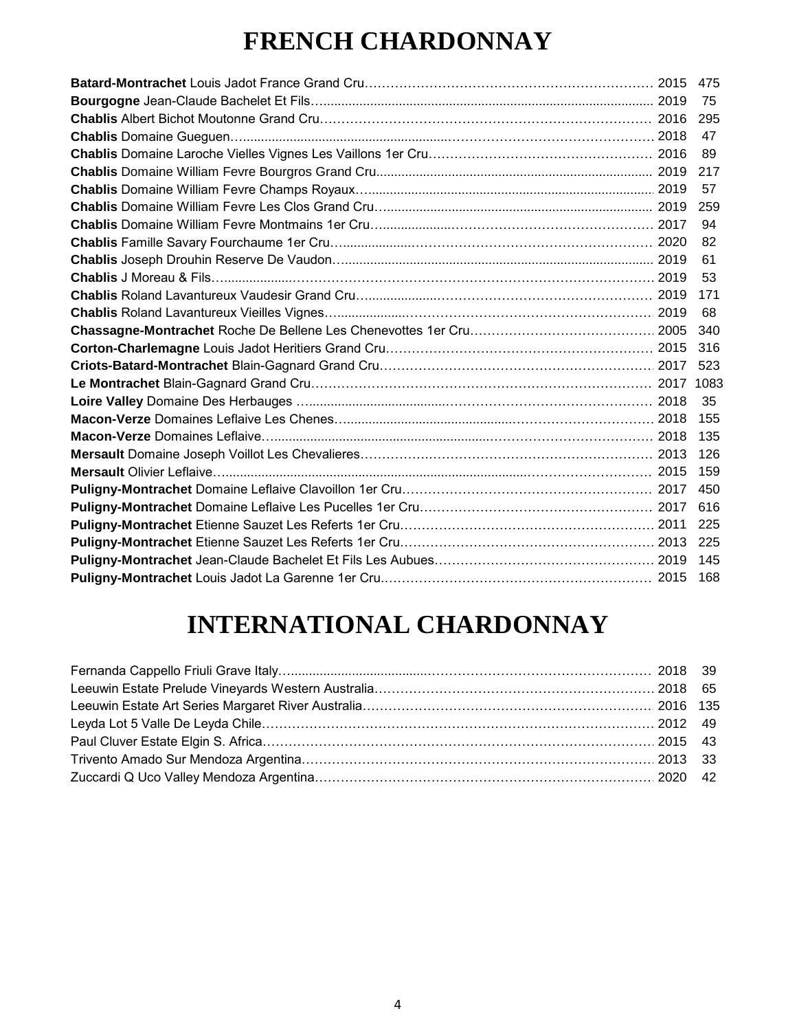# FRENCH CHARDONNAY

| Wine | Vintage | Price |
|---|---|---|
| **Batard-Montrachet** Louis Jadot France Grand Cru | 2015 | 475 |
| **Bourgogne** Jean-Claude Bachelet Et Fils | 2019 | 75 |
| **Chablis** Albert Bichot Moutonne Grand Cru | 2016 | 295 |
| **Chablis** Domaine Gueguen | 2018 | 47 |
| **Chablis** Domaine Laroche Vielles Vignes Les Vaillons 1er Cru | 2016 | 89 |
| **Chablis** Domaine William Fevre Bourgros Grand Cru | 2019 | 217 |
| **Chablis** Domaine William Fevre Champs Royaux | 2019 | 57 |
| **Chablis** Domaine William Fevre Les Clos Grand Cru | 2019 | 259 |
| **Chablis** Domaine William Fevre Montmains 1er Cru | 2017 | 94 |
| **Chablis** Famille Savary Fourchaume 1er Cru | 2020 | 82 |
| **Chablis** Joseph Drouhin Reserve De Vaudon | 2019 | 61 |
| **Chablis** J Moreau & Fils | 2019 | 53 |
| **Chablis** Roland Lavantureux Vaudesir Grand Cru | 2019 | 171 |
| **Chablis** Roland Lavantureux Vieilles Vignes | 2019 | 68 |
| **Chassagne-Montrachet** Roche De Bellene Les Chenevottes 1er Cru | 2005 | 340 |
| **Corton-Charlemagne** Louis Jadot Heritiers Grand Cru | 2015 | 316 |
| **Criots-Batard-Montrachet** Blain-Gagnard Grand Cru | 2017 | 523 |
| **Le Montrachet** Blain-Gagnard Grand Cru | 2017 | 1083 |
| **Loire Valley** Domaine Des Herbauges | 2018 | 35 |
| **Macon-Verze** Domaines Leflaive Les Chenes | 2018 | 155 |
| **Macon-Verze** Domaines Leflaive | 2018 | 135 |
| **Mersault** Domaine Joseph Voillot Les Chevalieres | 2013 | 126 |
| **Mersault** Olivier Leflaive | 2015 | 159 |
| **Puligny-Montrachet** Domaine Leflaive Clavoillon 1er Cru | 2017 | 450 |
| **Puligny-Montrachet** Domaine Leflaive Les Pucelles 1er Cru | 2017 | 616 |
| **Puligny-Montrachet** Etienne Sauzet Les Referts 1er Cru | 2011 | 225 |
| **Puligny-Montrachet** Etienne Sauzet Les Referts 1er Cru | 2013 | 225 |
| **Puligny-Montrachet** Jean-Claude Bachelet Et Fils Les Aubues | 2019 | 145 |
| **Puligny-Montrachet** Louis Jadot La Garenne 1er Cru | 2015 | 168 |

# INTERNATIONAL CHARDONNAY

| Wine | Vintage | Price |
|---|---|---|
| Fernanda Cappello Friuli Grave Italy | 2018 | 39 |
| Leeuwin Estate Prelude Vineyards Western Australia | 2018 | 65 |
| Leeuwin Estate Art Series Margaret River Australia | 2016 | 135 |
| Leyda Lot 5 Valle De Leyda Chile | 2012 | 49 |
| Paul Cluver Estate Elgin S. Africa | 2015 | 43 |
| Trivento Amado Sur Mendoza Argentina | 2013 | 33 |
| Zuccardi Q Uco Valley Mendoza Argentina | 2020 | 42 |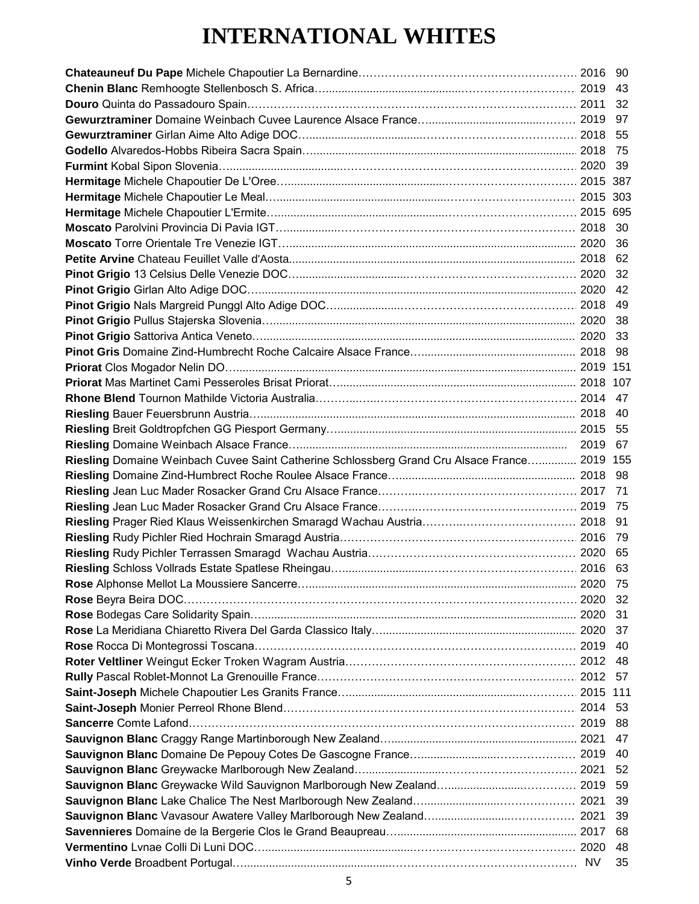# INTERNATIONAL WHITES

| Wine | Vintage | Price |
|---|---|---|
| **Chateauneuf Du Pape** Michele Chapoutier La Bernardine | 2016 | 90 |
| **Chenin Blanc** Remhoogte Stellenbosch S. Africa | 2019 | 43 |
| **Douro** Quinta do Passadouro Spain | 2011 | 32 |
| **Gewurztraminer** Domaine Weinbach Cuvee Laurence Alsace France | 2019 | 97 |
| **Gewurztraminer** Girlan Aime Alto Adige DOC | 2018 | 55 |
| **Godello** Alvaredos-Hobbs Ribeira Sacra Spain | 2018 | 75 |
| **Furmint** Kobal Sipon Slovenia | 2020 | 39 |
| **Hermitage** Michele Chapoutier De L'Oree | 2015 | 387 |
| **Hermitage** Michele Chapoutier Le Meal | 2015 | 303 |
| **Hermitage** Michele Chapoutier L'Ermite | 2015 | 695 |
| **Moscato** Parolvini Provincia Di Pavia IGT | 2018 | 30 |
| **Moscato** Torre Orientale Tre Venezie IGT | 2020 | 36 |
| **Petite Arvine** Chateau Feuillet Valle d'Aosta | 2018 | 62 |
| **Pinot Grigio** 13 Celsius Delle Venezie DOC | 2020 | 32 |
| **Pinot Grigio** Girlan Alto Adige DOC | 2020 | 42 |
| **Pinot Grigio** Nals Margreid Punggl Alto Adige DOC | 2018 | 49 |
| **Pinot Grigio** Pullus Stajerska Slovenia | 2020 | 38 |
| **Pinot Grigio** Sattoriva Antica Veneto | 2020 | 33 |
| **Pinot Gris** Domaine Zind-Humbrecht Roche Calcaire Alsace France | 2018 | 98 |
| **Priorat** Clos Mogador Nelin DO | 2019 | 151 |
| **Priorat** Mas Martinet Cami Pesseroles Brisat Priorat | 2018 | 107 |
| **Rhone Blend** Tournon Mathilde Victoria Australia | 2014 | 47 |
| **Riesling** Bauer Feuersbrunn Austria | 2018 | 40 |
| **Riesling** Breit Goldtropfchen GG Piesport Germany | 2015 | 55 |
| **Riesling** Domaine Weinbach Alsace France | 2019 | 67 |
| **Riesling** Domaine Weinbach Cuvee Saint Catherine Schlossberg Grand Cru Alsace France | 2019 | 155 |
| **Riesling** Domaine Zind-Humbrect Roche Roulee Alsace France | 2018 | 98 |
| **Riesling** Jean Luc Mader Rosacker Grand Cru Alsace France | 2017 | 71 |
| **Riesling** Jean Luc Mader Rosacker Grand Cru Alsace France | 2019 | 75 |
| **Riesling** Prager Ried Klaus Weissenkirchen Smaragd Wachau Austria | 2018 | 91 |
| **Riesling** Rudy Pichler Ried Hochrain Smaragd Austria | 2016 | 79 |
| **Riesling** Rudy Pichler Terrassen Smaragd Wachau Austria | 2020 | 65 |
| **Riesling** Schloss Vollrads Estate Spatlese Rheingau | 2016 | 63 |
| **Rose** Alphonse Mellot La Moussiere Sancerre | 2020 | 75 |
| **Rose** Beyra Beira DOC | 2020 | 32 |
| **Rose** Bodegas Care Solidarity Spain | 2020 | 31 |
| **Rose** La Meridiana Chiaretto Rivera Del Garda Classico Italy | 2020 | 37 |
| **Rose** Rocca Di Montegrossi Toscana | 2019 | 40 |
| **Roter Veltliner** Weingut Ecker Troken Wagram Austria | 2012 | 48 |
| **Rully** Pascal Roblet-Monnot La Grenouille France | 2012 | 57 |
| **Saint-Joseph** Michele Chapoutier Les Granits France | 2015 | 111 |
| **Saint-Joseph** Monier Perreol Rhone Blend | 2014 | 53 |
| **Sancerre** Comte Lafond | 2019 | 88 |
| **Sauvignon Blanc** Craggy Range Martinborough New Zealand | 2021 | 47 |
| **Sauvignon Blanc** Domaine De Pepouy Cotes De Gascogne France | 2019 | 40 |
| **Sauvignon Blanc** Greywacke Marlborough New Zealand | 2021 | 52 |
| **Sauvignon Blanc** Greywacke Wild Sauvignon Marlborough New Zealand | 2019 | 59 |
| **Sauvignon Blanc** Lake Chalice The Nest Marlborough New Zealand | 2021 | 39 |
| **Sauvignon Blanc** Vavasour Awatere Valley Marlborough New Zealand | 2021 | 39 |
| **Savennieres** Domaine de la Bergerie Clos le Grand Beaupreau | 2017 | 68 |
| **Vermentino** Lvnae Colli Di Luni DOC | 2020 | 48 |
| **Vinho Verde** Broadbent Portugal | NV | 35 |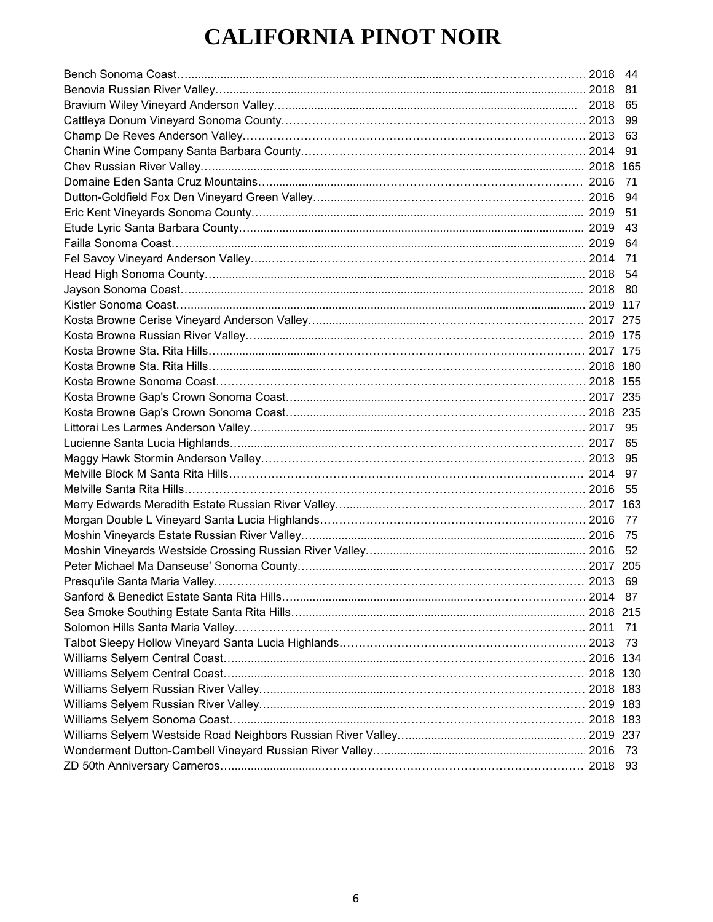# CALIFORNIA PINOT NOIR

| Wine | Vintage | Price |
|---|---|---|
| Bench Sonoma Coast | 2018 | 44 |
| Benovia Russian River Valley | 2018 | 81 |
| Bravium Wiley Vineyard Anderson Valley | 2018 | 65 |
| Cattleya Donum Vineyard Sonoma County | 2013 | 99 |
| Champ De Reves Anderson Valley | 2013 | 63 |
| Chanin Wine Company Santa Barbara County | 2014 | 91 |
| Chev Russian River Valley | 2018 | 165 |
| Domaine Eden Santa Cruz Mountains | 2016 | 71 |
| Dutton-Goldfield Fox Den Vineyard Green Valley | 2016 | 94 |
| Eric Kent Vineyards Sonoma County | 2019 | 51 |
| Etude Lyric Santa Barbara County | 2019 | 43 |
| Failla Sonoma Coast | 2019 | 64 |
| Fel Savoy Vineyard Anderson Valley | 2014 | 71 |
| Head High Sonoma County | 2018 | 54 |
| Jayson Sonoma Coast | 2018 | 80 |
| Kistler Sonoma Coast | 2019 | 117 |
| Kosta Browne Cerise Vineyard Anderson Valley | 2017 | 275 |
| Kosta Browne Russian River Valley | 2019 | 175 |
| Kosta Browne Sta. Rita Hills | 2017 | 175 |
| Kosta Browne Sta. Rita Hills | 2018 | 180 |
| Kosta Browne Sonoma Coast | 2018 | 155 |
| Kosta Browne Gap's Crown Sonoma Coast | 2017 | 235 |
| Kosta Browne Gap's Crown Sonoma Coast | 2018 | 235 |
| Littorai Les Larmes Anderson Valley | 2017 | 95 |
| Lucienne Santa Lucia Highlands | 2017 | 65 |
| Maggy Hawk Stormin Anderson Valley | 2013 | 95 |
| Melville Block M Santa Rita Hills | 2014 | 97 |
| Melville Santa Rita Hills | 2016 | 55 |
| Merry Edwards Meredith Estate Russian River Valley | 2017 | 163 |
| Morgan Double L Vineyard Santa Lucia Highlands | 2016 | 77 |
| Moshin Vineyards Estate Russian River Valley | 2016 | 75 |
| Moshin Vineyards Westside Crossing Russian River Valley | 2016 | 52 |
| Peter Michael Ma Danseuse' Sonoma County | 2017 | 205 |
| Presqu'ile Santa Maria Valley | 2013 | 69 |
| Sanford & Benedict Estate Santa Rita Hills | 2014 | 87 |
| Sea Smoke Southing Estate Santa Rita Hills | 2018 | 215 |
| Solomon Hills Santa Maria Valley | 2011 | 71 |
| Talbot Sleepy Hollow Vineyard Santa Lucia Highlands | 2013 | 73 |
| Williams Selyem Central Coast | 2016 | 134 |
| Williams Selyem Central Coast | 2018 | 130 |
| Williams Selyem Russian River Valley | 2018 | 183 |
| Williams Selyem Russian River Valley | 2019 | 183 |
| Williams Selyem Sonoma Coast | 2018 | 183 |
| Williams Selyem Westside Road Neighbors Russian River Valley | 2019 | 237 |
| Wonderment Dutton-Cambell Vineyard Russian River Valley | 2016 | 73 |
| ZD 50th Anniversary Carneros | 2018 | 93 |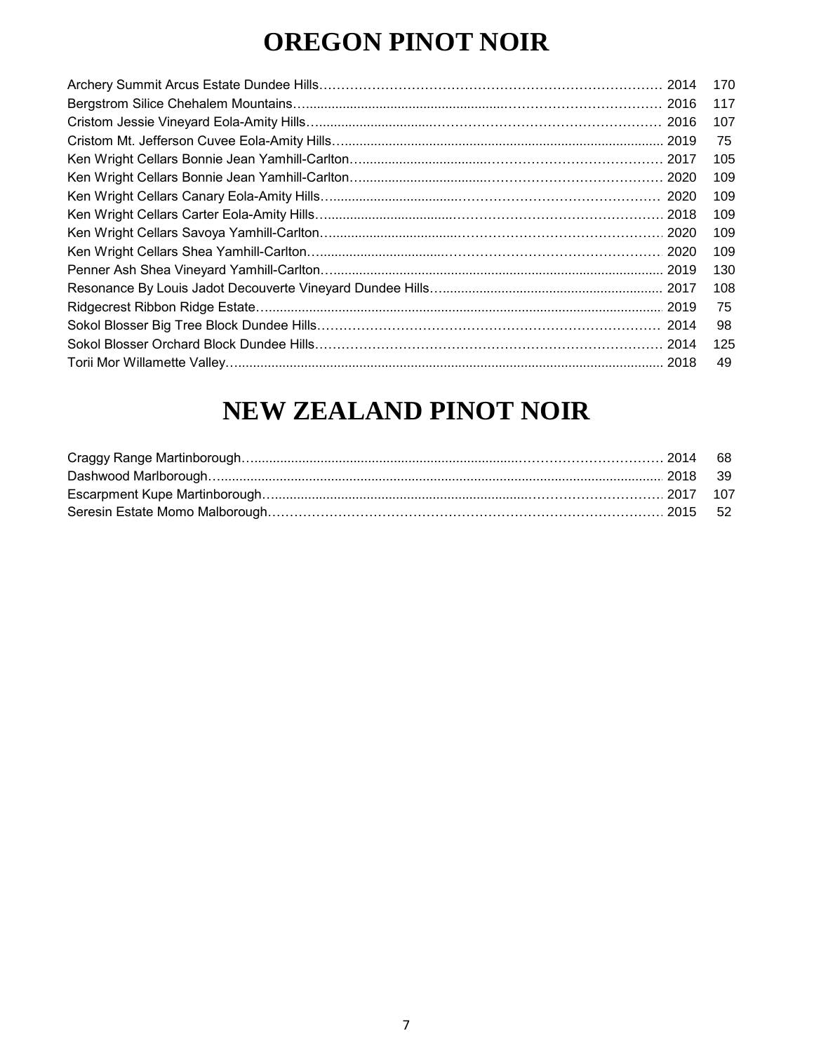# OREGON PINOT NOIR

| Wine | Vintage | Price |
|---|---|---|
| Archery Summit Arcus Estate Dundee Hills | 2014 | 170 |
| Bergstrom Silice Chehalem Mountains | 2016 | 117 |
| Cristom Jessie Vineyard Eola-Amity Hills | 2016 | 107 |
| Cristom Mt. Jefferson Cuvee Eola-Amity Hills | 2019 | 75 |
| Ken Wright Cellars Bonnie Jean Yamhill-Carlton | 2017 | 105 |
| Ken Wright Cellars Bonnie Jean Yamhill-Carlton | 2020 | 109 |
| Ken Wright Cellars Canary Eola-Amity Hills | 2020 | 109 |
| Ken Wright Cellars Carter Eola-Amity Hills | 2018 | 109 |
| Ken Wright Cellars Savoya Yamhill-Carlton | 2020 | 109 |
| Ken Wright Cellars Shea Yamhill-Carlton | 2020 | 109 |
| Penner Ash Shea Vineyard Yamhill-Carlton | 2019 | 130 |
| Resonance By Louis Jadot Decouverte Vineyard Dundee Hills | 2017 | 108 |
| Ridgecrest Ribbon Ridge Estate | 2019 | 75 |
| Sokol Blosser Big Tree Block Dundee Hills | 2014 | 98 |
| Sokol Blosser Orchard Block Dundee Hills | 2014 | 125 |
| Torii Mor Willamette Valley | 2018 | 49 |

# NEW ZEALAND PINOT NOIR

| Wine | Vintage | Price |
|---|---|---|
| Craggy Range Martinborough | 2014 | 68 |
| Dashwood Marlborough | 2018 | 39 |
| Escarpment Kupe Martinborough | 2017 | 107 |
| Seresin Estate Momo Malborough | 2015 | 52 |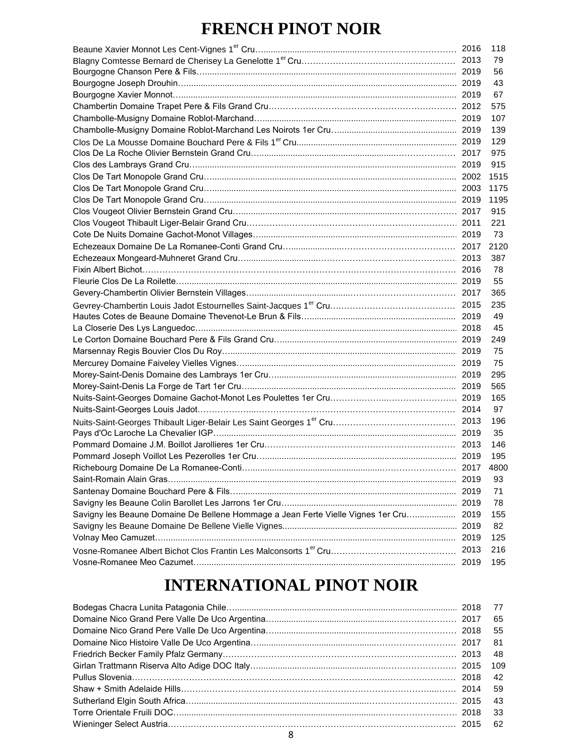# FRENCH PINOT NOIR

| Wine | Vintage | Price |
|---|---|---|
| Beaune Xavier Monnot Les Cent-Vignes 1er Cru | 2016 | 118 |
| Blagny Comtesse Bernard de Cherisey La Genelotte 1er Cru | 2013 | 79 |
| Bourgogne Chanson Pere & Fils | 2019 | 56 |
| Bourgogne Joseph Drouhin | 2019 | 43 |
| Bourgogne Xavier Monnot | 2019 | 67 |
| Chambertin Domaine Trapet Pere & Fils Grand Cru | 2012 | 575 |
| Chambolle-Musigny Domaine Roblot-Marchand | 2019 | 107 |
| Chambolle-Musigny Domaine Roblot-Marchand Les Noirots 1er Cru | 2019 | 139 |
| Clos De La Mousse Domaine Bouchard Pere & Fils 1er Cru | 2019 | 129 |
| Clos De La Roche Olivier Bernstein Grand Cru | 2017 | 975 |
| Clos des Lambrays Grand Cru | 2019 | 915 |
| Clos De Tart Monopole Grand Cru | 2002 | 1515 |
| Clos De Tart Monopole Grand Cru | 2003 | 1175 |
| Clos De Tart Monopole Grand Cru | 2019 | 1195 |
| Clos Vougeot Olivier Bernstein Grand Cru | 2017 | 915 |
| Clos Vougeot Thibault Liger-Belair Grand Cru | 2011 | 221 |
| Cote De Nuits Domaine Gachot-Monot Villages | 2019 | 73 |
| Echezeaux Domaine De La Romanee-Conti Grand Cru | 2017 | 2120 |
| Echezeaux Mongeard-Muhneret Grand Cru | 2013 | 387 |
| Fixin Albert Bichot | 2016 | 78 |
| Fleurie Clos De La Roilette | 2019 | 55 |
| Gevery-Chambertin Olivier Bernstein Villages | 2017 | 365 |
| Gevrey-Chambertin Louis Jadot Estournelles Saint-Jacques 1er Cru | 2015 | 235 |
| Hautes Cotes de Beaune Domaine Thevenot-Le Brun & Fils | 2019 | 49 |
| La Closerie Des Lys Languedoc | 2018 | 45 |
| Le Corton Domaine Bouchard Pere & Fils Grand Cru | 2019 | 249 |
| Marsennay Regis Bouvier Clos Du Roy | 2019 | 75 |
| Mercurey Domaine Faiveley Vielles Vignes | 2019 | 75 |
| Morey-Saint-Denis Domaine des Lambrays 1er Cru | 2019 | 295 |
| Morey-Saint-Denis La Forge de Tart 1er Cru | 2019 | 565 |
| Nuits-Saint-Georges Domaine Gachot-Monot Les Poulettes 1er Cru | 2019 | 165 |
| Nuits-Saint-Georges Louis Jadot | 2014 | 97 |
| Nuits-Saint-Georges Thibault Liger-Belair Les Saint Georges 1er Cru | 2013 | 196 |
| Pays d'Oc Laroche La Chevalier IGP | 2019 | 35 |
| Pommard Domaine J.M. Boillot Jarollieres 1er Cru | 2013 | 146 |
| Pommard Joseph Voillot Les Pezerolles 1er Cru | 2019 | 195 |
| Richebourg Domaine De La Romanee-Conti | 2017 | 4800 |
| Saint-Romain Alain Gras | 2019 | 93 |
| Santenay Domaine Bouchard Pere & Fils | 2019 | 71 |
| Savigny les Beaune Colin Barollet Les Jarrons 1er Cru | 2019 | 78 |
| Savigny les Beaune Domaine De Bellene Hommage a Jean Ferte Vielle Vignes 1er Cru | 2019 | 155 |
| Savigny les Beaune Domaine De Bellene Vielle Vignes | 2019 | 82 |
| Volnay Meo Camuzet | 2019 | 125 |
| Vosne-Romanee Albert Bichot Clos Frantin Les Malconsorts 1er Cru | 2013 | 216 |
| Vosne-Romanee Meo Cazumet | 2019 | 195 |

# INTERNATIONAL PINOT NOIR

| Wine | Vintage | Price |
|---|---|---|
| Bodegas Chacra Lunita Patagonia Chile | 2018 | 77 |
| Domaine Nico Grand Pere Valle De Uco Argentina | 2017 | 65 |
| Domaine Nico Grand Pere Valle De Uco Argentina | 2018 | 55 |
| Domaine Nico Histoire Valle De Uco Argentina | 2017 | 81 |
| Friedrich Becker Family Pfalz Germany | 2013 | 48 |
| Girlan Trattmann Riserva Alto Adige DOC Italy | 2015 | 109 |
| Pullus Slovenia | 2018 | 42 |
| Shaw + Smith Adelaide Hills | 2014 | 59 |
| Sutherland Elgin South Africa | 2015 | 43 |
| Torre Orientale Fruili DOC | 2018 | 33 |
| Wieninger Select Austria | 2015 | 62 |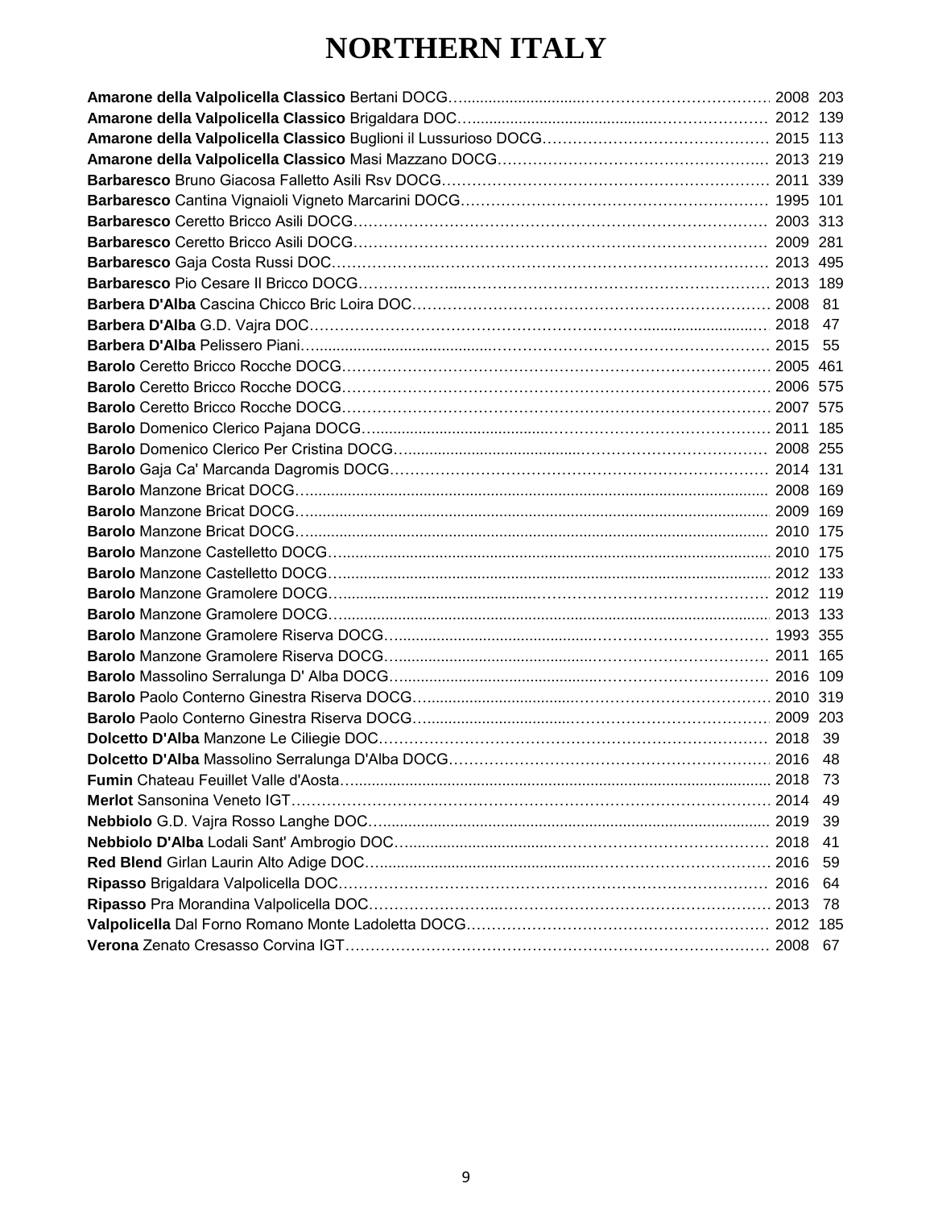# NORTHERN ITALY

| Wine | Vintage | Price |
|---|---|---|
| **Amarone della Valpolicella Classico** Bertani DOCG | 2008 | 203 |
| **Amarone della Valpolicella Classico** Brigaldara DOC | 2012 | 139 |
| **Amarone della Valpolicella Classico** Buglioni il Lussurioso DOCG | 2015 | 113 |
| **Amarone della Valpolicella Classico** Masi Mazzano DOCG | 2013 | 219 |
| **Barbaresco** Bruno Giacosa Falletto Asili Rsv DOCG | 2011 | 339 |
| **Barbaresco** Cantina Vignaioli Vigneto Marcarini DOCG | 1995 | 101 |
| **Barbaresco** Ceretto Bricco Asili DOCG | 2003 | 313 |
| **Barbaresco** Ceretto Bricco Asili DOCG | 2009 | 281 |
| **Barbaresco** Gaja Costa Russi DOC | 2013 | 495 |
| **Barbaresco** Pio Cesare Il Bricco DOCG | 2013 | 189 |
| **Barbera D'Alba** Cascina Chicco Bric Loira DOC | 2008 | 81 |
| **Barbera D'Alba** G.D. Vajra DOC | 2018 | 47 |
| **Barbera D'Alba** Pelissero Piani | 2015 | 55 |
| **Barolo** Ceretto Bricco Rocche DOCG | 2005 | 461 |
| **Barolo** Ceretto Bricco Rocche DOCG | 2006 | 575 |
| **Barolo** Ceretto Bricco Rocche DOCG | 2007 | 575 |
| **Barolo** Domenico Clerico Pajana DOCG | 2011 | 185 |
| **Barolo** Domenico Clerico Per Cristina DOCG | 2008 | 255 |
| **Barolo** Gaja Ca' Marcanda Dagromis DOCG | 2014 | 131 |
| **Barolo** Manzone Bricat DOCG | 2008 | 169 |
| **Barolo** Manzone Bricat DOCG | 2009 | 169 |
| **Barolo** Manzone Bricat DOCG | 2010 | 175 |
| **Barolo** Manzone Castelletto DOCG | 2010 | 175 |
| **Barolo** Manzone Castelletto DOCG | 2012 | 133 |
| **Barolo** Manzone Gramolere DOCG | 2012 | 119 |
| **Barolo** Manzone Gramolere DOCG | 2013 | 133 |
| **Barolo** Manzone Gramolere Riserva DOCG | 1993 | 355 |
| **Barolo** Manzone Gramolere Riserva DOCG | 2011 | 165 |
| **Barolo** Massolino Serralunga D' Alba DOCG | 2016 | 109 |
| **Barolo** Paolo Conterno Ginestra Riserva DOCG | 2010 | 319 |
| **Barolo** Paolo Conterno Ginestra Riserva DOCG | 2009 | 203 |
| **Dolcetto D'Alba** Manzone Le Ciliegie DOC | 2018 | 39 |
| **Dolcetto D'Alba** Massolino Serralunga D'Alba DOCG | 2016 | 48 |
| **Fumin** Chateau Feuillet Valle d'Aosta | 2018 | 73 |
| **Merlot** Sansonina Veneto IGT | 2014 | 49 |
| **Nebbiolo** G.D. Vajra Rosso Langhe DOC | 2019 | 39 |
| **Nebbiolo D'Alba** Lodali Sant' Ambrogio DOC | 2018 | 41 |
| **Red Blend** Girlan Laurin Alto Adige DOC | 2016 | 59 |
| **Ripasso** Brigaldara Valpolicella DOC | 2016 | 64 |
| **Ripasso** Pra Morandina Valpolicella DOC | 2013 | 78 |
| **Valpolicella** Dal Forno Romano Monte Ladoletta DOCG | 2012 | 185 |
| **Verona** Zenato Cresasso Corvina IGT | 2008 | 67 |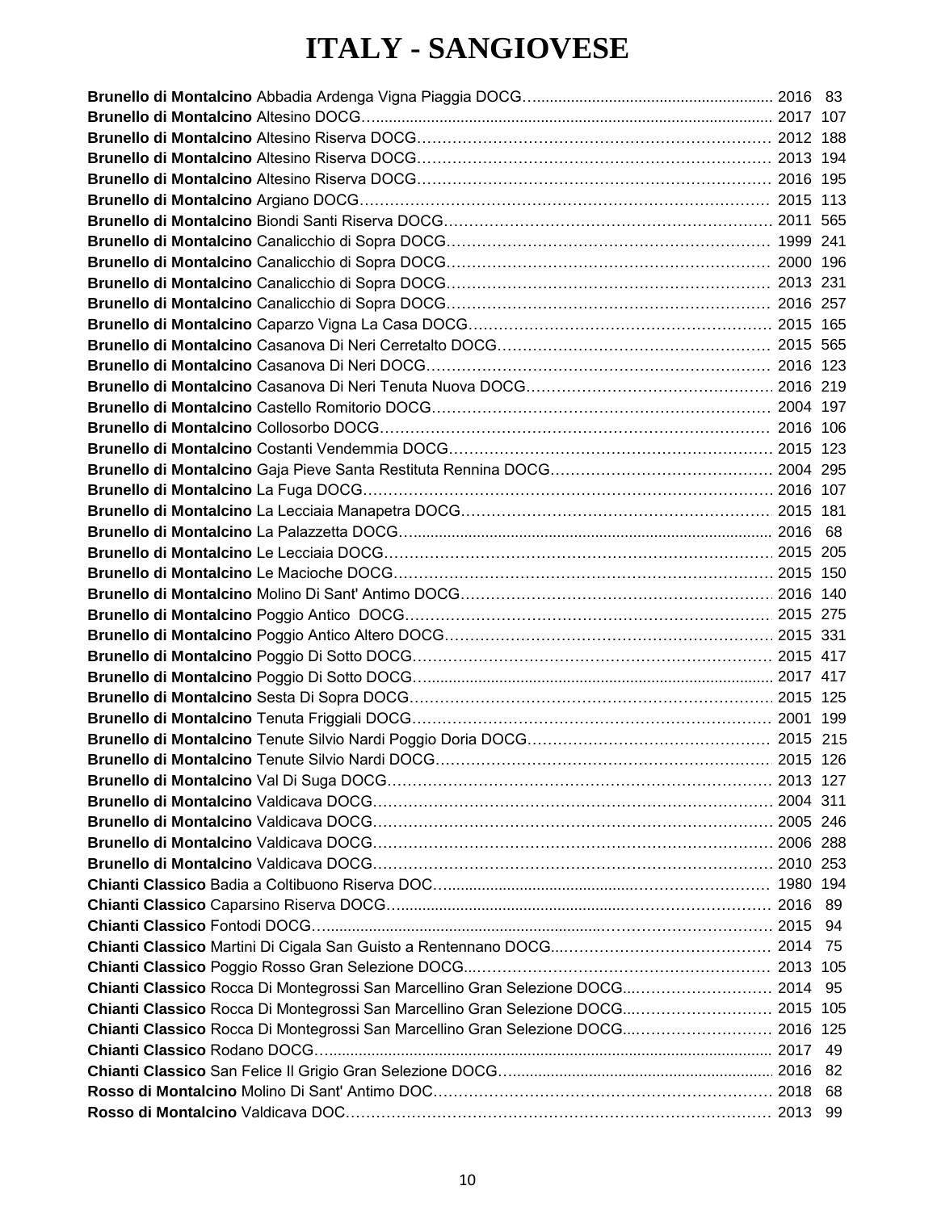# ITALY - SANGIOVESE

| Wine | Vintage | Price |
|---|---|---|
| **Brunello di Montalcino** Abbadia Ardenga Vigna Piaggia DOCG | 2016 | 83 |
| **Brunello di Montalcino** Altesino DOCG | 2017 | 107 |
| **Brunello di Montalcino** Altesino Riserva DOCG | 2012 | 188 |
| **Brunello di Montalcino** Altesino Riserva DOCG | 2013 | 194 |
| **Brunello di Montalcino** Altesino Riserva DOCG | 2016 | 195 |
| **Brunello di Montalcino** Argiano DOCG | 2015 | 113 |
| **Brunello di Montalcino** Biondi Santi Riserva DOCG | 2011 | 565 |
| **Brunello di Montalcino** Canalicchio di Sopra DOCG | 1999 | 241 |
| **Brunello di Montalcino** Canalicchio di Sopra DOCG | 2000 | 196 |
| **Brunello di Montalcino** Canalicchio di Sopra DOCG | 2013 | 231 |
| **Brunello di Montalcino** Canalicchio di Sopra DOCG | 2016 | 257 |
| **Brunello di Montalcino** Caparzo Vigna La Casa DOCG | 2015 | 165 |
| **Brunello di Montalcino** Casanova Di Neri Cerretalto DOCG | 2015 | 565 |
| **Brunello di Montalcino** Casanova Di Neri DOCG | 2016 | 123 |
| **Brunello di Montalcino** Casanova Di Neri Tenuta Nuova DOCG | 2016 | 219 |
| **Brunello di Montalcino** Castello Romitorio DOCG | 2004 | 197 |
| **Brunello di Montalcino** Collosorbo DOCG | 2016 | 106 |
| **Brunello di Montalcino** Costanti Vendemmia DOCG | 2015 | 123 |
| **Brunello di Montalcino** Gaja Pieve Santa Restituta Rennina DOCG | 2004 | 295 |
| **Brunello di Montalcino** La Fuga DOCG | 2016 | 107 |
| **Brunello di Montalcino** La Lecciaia Manapetra DOCG | 2015 | 181 |
| **Brunello di Montalcino** La Palazzetta DOCG | 2016 | 68 |
| **Brunello di Montalcino** Le Lecciaia DOCG | 2015 | 205 |
| **Brunello di Montalcino** Le Macioche DOCG | 2015 | 150 |
| **Brunello di Montalcino** Molino Di Sant' Antimo DOCG | 2016 | 140 |
| **Brunello di Montalcino** Poggio Antico DOCG | 2015 | 275 |
| **Brunello di Montalcino** Poggio Antico Altero DOCG | 2015 | 331 |
| **Brunello di Montalcino** Poggio Di Sotto DOCG | 2015 | 417 |
| **Brunello di Montalcino** Poggio Di Sotto DOCG | 2017 | 417 |
| **Brunello di Montalcino** Sesta Di Sopra DOCG | 2015 | 125 |
| **Brunello di Montalcino** Tenuta Friggiali DOCG | 2001 | 199 |
| **Brunello di Montalcino** Tenute Silvio Nardi Poggio Doria DOCG | 2015 | 215 |
| **Brunello di Montalcino** Tenute Silvio Nardi DOCG | 2015 | 126 |
| **Brunello di Montalcino** Val Di Suga DOCG | 2013 | 127 |
| **Brunello di Montalcino** Valdicava DOCG | 2004 | 311 |
| **Brunello di Montalcino** Valdicava DOCG | 2005 | 246 |
| **Brunello di Montalcino** Valdicava DOCG | 2006 | 288 |
| **Brunello di Montalcino** Valdicava DOCG | 2010 | 253 |
| **Chianti Classico** Badia a Coltibuono Riserva DOC | 1980 | 194 |
| **Chianti Classico** Caparsino Riserva DOCG | 2016 | 89 |
| **Chianti Classico** Fontodi DOCG | 2015 | 94 |
| **Chianti Classico** Martini Di Cigala San Guisto a Rentennano DOCG | 2014 | 75 |
| **Chianti Classico** Poggio Rosso Gran Selezione DOCG | 2013 | 105 |
| **Chianti Classico** Rocca Di Montegrossi San Marcellino Gran Selezione DOCG | 2014 | 95 |
| **Chianti Classico** Rocca Di Montegrossi San Marcellino Gran Selezione DOCG | 2015 | 105 |
| **Chianti Classico** Rocca Di Montegrossi San Marcellino Gran Selezione DOCG | 2016 | 125 |
| **Chianti Classico** Rodano DOCG | 2017 | 49 |
| **Chianti Classico** San Felice Il Grigio Gran Selezione DOCG | 2016 | 82 |
| **Rosso di Montalcino** Molino Di Sant' Antimo DOC | 2018 | 68 |
| **Rosso di Montalcino** Valdicava DOC | 2013 | 99 |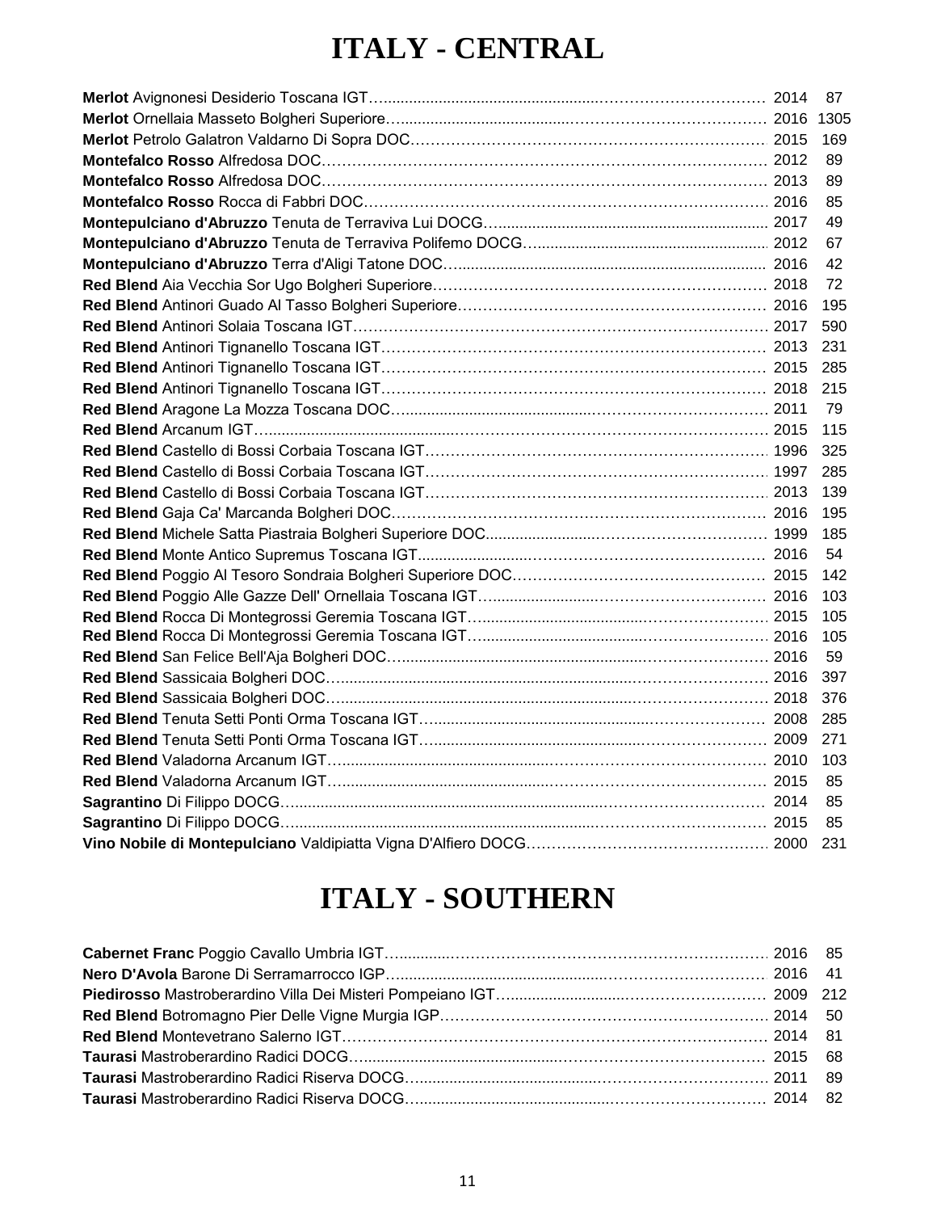# ITALY - CENTRAL

| Wine | Vintage | Price |
|---|---|---|
| **Merlot** Avignonesi Desiderio Toscana IGT | 2014 | 87 |
| **Merlot** Ornellaia Masseto Bolgheri Superiore | 2016 | 1305 |
| **Merlot** Petrolo Galatron Valdarno Di Sopra DOC | 2015 | 169 |
| **Montefalco Rosso** Alfredosa DOC | 2012 | 89 |
| **Montefalco Rosso** Alfredosa DOC | 2013 | 89 |
| **Montefalco Rosso** Rocca di Fabbri DOC | 2016 | 85 |
| **Montepulciano d'Abruzzo** Tenuta de Terraviva Lui DOCG | 2017 | 49 |
| **Montepulciano d'Abruzzo** Tenuta de Terraviva Polifemo DOCG | 2012 | 67 |
| **Montepulciano d'Abruzzo** Terra d'Aligi Tatone DOC | 2016 | 42 |
| **Red Blend** Aia Vecchia Sor Ugo Bolgheri Superiore | 2018 | 72 |
| **Red Blend** Antinori Guado Al Tasso Bolgheri Superiore | 2016 | 195 |
| **Red Blend** Antinori Solaia Toscana IGT | 2017 | 590 |
| **Red Blend** Antinori Tignanello Toscana IGT | 2013 | 231 |
| **Red Blend** Antinori Tignanello Toscana IGT | 2015 | 285 |
| **Red Blend** Antinori Tignanello Toscana IGT | 2018 | 215 |
| **Red Blend** Aragone La Mozza Toscana DOC | 2011 | 79 |
| **Red Blend** Arcanum IGT | 2015 | 115 |
| **Red Blend** Castello di Bossi Corbaia Toscana IGT | 1996 | 325 |
| **Red Blend** Castello di Bossi Corbaia Toscana IGT | 1997 | 285 |
| **Red Blend** Castello di Bossi Corbaia Toscana IGT | 2013 | 139 |
| **Red Blend** Gaja Ca' Marcanda Bolgheri DOC | 2016 | 195 |
| **Red Blend** Michele Satta Piastraia Bolgheri Superiore DOC | 1999 | 185 |
| **Red Blend** Monte Antico Supremus Toscana IGT | 2016 | 54 |
| **Red Blend** Poggio Al Tesoro Sondraia Bolgheri Superiore DOC | 2015 | 142 |
| **Red Blend** Poggio Alle Gazze Dell' Ornellaia Toscana IGT | 2016 | 103 |
| **Red Blend** Rocca Di Montegrossi Geremia Toscana IGT | 2015 | 105 |
| **Red Blend** Rocca Di Montegrossi Geremia Toscana IGT | 2016 | 105 |
| **Red Blend** San Felice Bell'Aja Bolgheri DOC | 2016 | 59 |
| **Red Blend** Sassicaia Bolgheri DOC | 2016 | 397 |
| **Red Blend** Sassicaia Bolgheri DOC | 2018 | 376 |
| **Red Blend** Tenuta Setti Ponti Orma Toscana IGT | 2008 | 285 |
| **Red Blend** Tenuta Setti Ponti Orma Toscana IGT | 2009 | 271 |
| **Red Blend** Valadorna Arcanum IGT | 2010 | 103 |
| **Red Blend** Valadorna Arcanum IGT | 2015 | 85 |
| **Sagrantino** Di Filippo DOCG | 2014 | 85 |
| **Sagrantino** Di Filippo DOCG | 2015 | 85 |
| **Vino Nobile di Montepulciano** Valdipiatta Vigna D'Alfiero DOCG | 2000 | 231 |

# ITALY - SOUTHERN

| Wine | Vintage | Price |
|---|---|---|
| **Cabernet Franc** Poggio Cavallo Umbria IGT | 2016 | 85 |
| **Nero D'Avola** Barone Di Serramarrocco IGP | 2016 | 41 |
| **Piedirosso** Mastroberardino Villa Dei Misteri Pompeiano IGT | 2009 | 212 |
| **Red Blend** Botromagno Pier Delle Vigne Murgia IGP | 2014 | 50 |
| **Red Blend** Montevetrano Salerno IGT | 2014 | 81 |
| **Taurasi** Mastroberardino Radici DOCG | 2015 | 68 |
| **Taurasi** Mastroberardino Radici Riserva DOCG | 2011 | 89 |
| **Taurasi** Mastroberardino Radici Riserva DOCG | 2014 | 82 |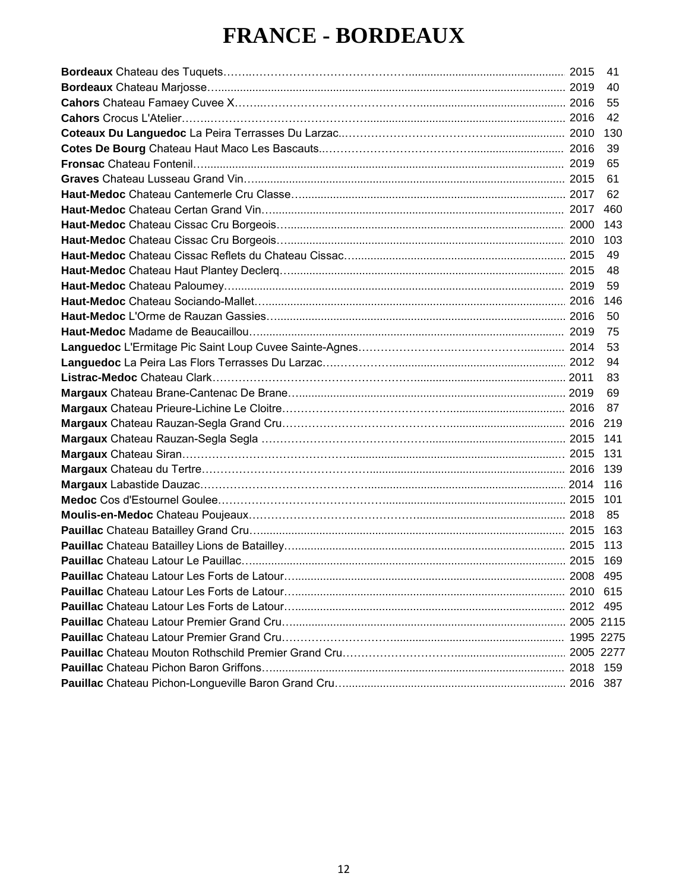# FRANCE - BORDEAUX

| Wine | Vintage | Price |
|---|---|---|
| **Bordeaux** Chateau des Tuquets | 2015 | 41 |
| **Bordeaux** Chateau Marjosse | 2019 | 40 |
| **Cahors** Chateau Famaey Cuvee X | 2016 | 55 |
| **Cahors** Crocus L'Atelier | 2016 | 42 |
| **Coteaux Du Languedoc** La Peira Terrasses Du Larzac | 2010 | 130 |
| **Cotes De Bourg** Chateau Haut Maco Les Bascauts | 2016 | 39 |
| **Fronsac** Chateau Fontenil | 2019 | 65 |
| **Graves** Chateau Lusseau Grand Vin | 2015 | 61 |
| **Haut-Medoc** Chateau Cantemerle Cru Classe | 2017 | 62 |
| **Haut-Medoc** Chateau Certan Grand Vin | 2017 | 460 |
| **Haut-Medoc** Chateau Cissac Cru Borgeois | 2000 | 143 |
| **Haut-Medoc** Chateau Cissac Cru Borgeois | 2010 | 103 |
| **Haut-Medoc** Chateau Cissac Reflets du Chateau Cissac | 2015 | 49 |
| **Haut-Medoc** Chateau Haut Plantey Declerq | 2015 | 48 |
| **Haut-Medoc** Chateau Paloumey | 2019 | 59 |
| **Haut-Medoc** Chateau Sociando-Mallet | 2016 | 146 |
| **Haut-Medoc** L'Orme de Rauzan Gassies | 2016 | 50 |
| **Haut-Medoc** Madame de Beaucaillou | 2019 | 75 |
| **Languedoc** L'Ermitage Pic Saint Loup Cuvee Sainte-Agnes | 2014 | 53 |
| **Languedoc** La Peira Las Flors Terrasses Du Larzac | 2012 | 94 |
| **Listrac-Medoc** Chateau Clark | 2011 | 83 |
| **Margaux** Chateau Brane-Cantenac De Brane | 2019 | 69 |
| **Margaux** Chateau Prieure-Lichine Le Cloitre | 2016 | 87 |
| **Margaux** Chateau Rauzan-Segla Grand Cru | 2016 | 219 |
| **Margaux** Chateau Rauzan-Segla Segla | 2015 | 141 |
| **Margaux** Chateau Siran | 2015 | 131 |
| **Margaux** Chateau du Tertre | 2016 | 139 |
| **Margaux** Labastide Dauzac | 2014 | 116 |
| **Medoc** Cos d'Estournel Goulee | 2015 | 101 |
| **Moulis-en-Medoc** Chateau Poujeaux | 2018 | 85 |
| **Pauillac** Chateau Batailley Grand Cru | 2015 | 163 |
| **Pauillac** Chateau Batailley Lions de Batailley | 2015 | 113 |
| **Pauillac** Chateau Latour Le Pauillac | 2015 | 169 |
| **Pauillac** Chateau Latour Les Forts de Latour | 2008 | 495 |
| **Pauillac** Chateau Latour Les Forts de Latour | 2010 | 615 |
| **Pauillac** Chateau Latour Les Forts de Latour | 2012 | 495 |
| **Pauillac** Chateau Latour Premier Grand Cru | 2005 | 2115 |
| **Pauillac** Chateau Latour Premier Grand Cru | 1995 | 2275 |
| **Pauillac** Chateau Mouton Rothschild Premier Grand Cru | 2005 | 2277 |
| **Pauillac** Chateau Pichon Baron Griffons | 2018 | 159 |
| **Pauillac** Chateau Pichon-Longueville Baron Grand Cru | 2016 | 387 |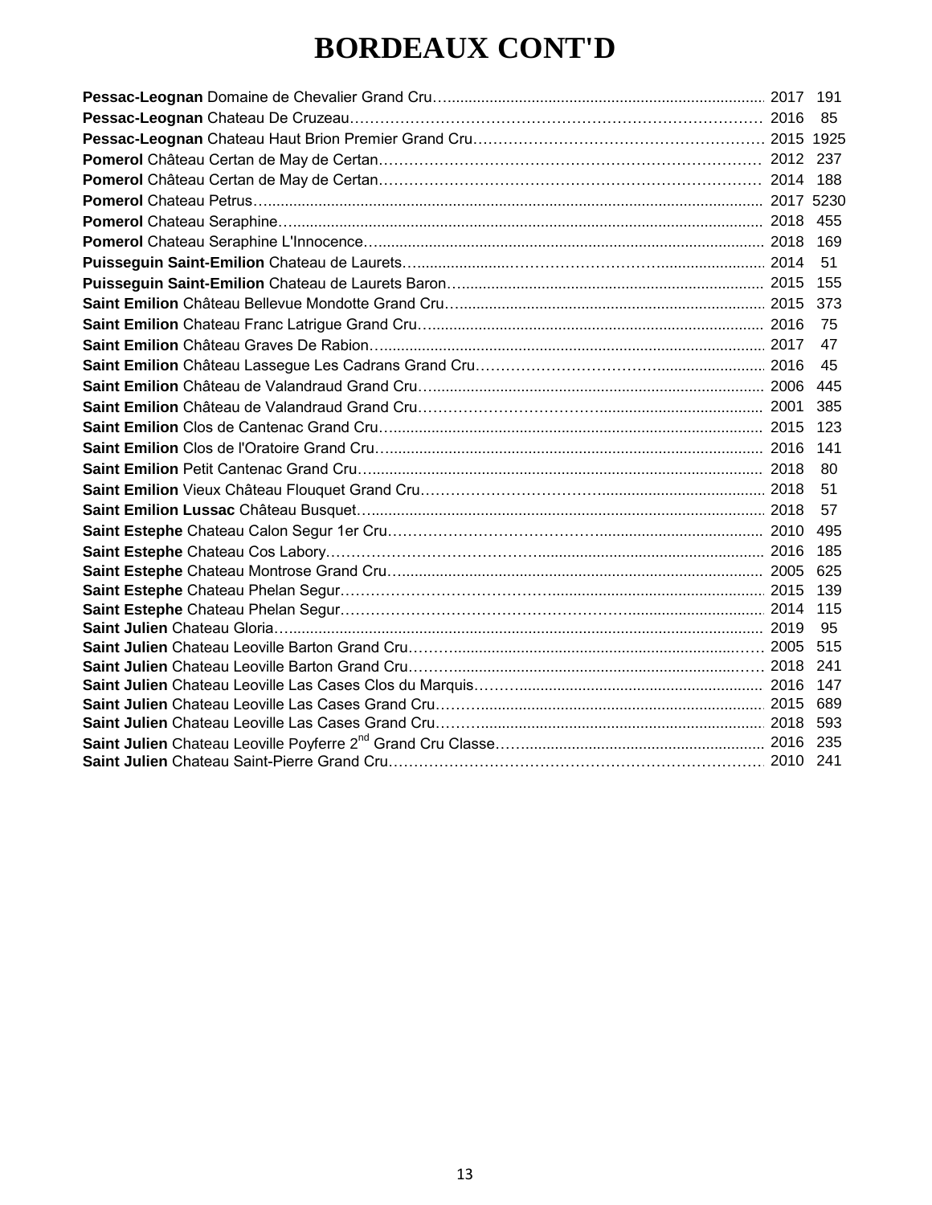# BORDEAUX CONT'D

| Wine | Vintage | Price |
|---|---|---|
| **Pessac-Leognan** Domaine de Chevalier Grand Cru | 2017 | 191 |
| **Pessac-Leognan** Chateau De Cruzeau | 2016 | 85 |
| **Pessac-Leognan** Chateau Haut Brion Premier Grand Cru | 2015 | 1925 |
| **Pomerol** Château Certan de May de Certan | 2012 | 237 |
| **Pomerol** Château Certan de May de Certan | 2014 | 188 |
| **Pomerol** Chateau Petrus | 2017 | 5230 |
| **Pomerol** Chateau Seraphine | 2018 | 455 |
| **Pomerol** Chateau Seraphine L'Innocence | 2018 | 169 |
| **Puisseguin Saint-Emilion** Chateau de Laurets | 2014 | 51 |
| **Puisseguin Saint-Emilion** Chateau de Laurets Baron | 2015 | 155 |
| **Saint Emilion** Château Bellevue Mondotte Grand Cru | 2015 | 373 |
| **Saint Emilion** Chateau Franc Latrigue Grand Cru | 2016 | 75 |
| **Saint Emilion** Château Graves De Rabion | 2017 | 47 |
| **Saint Emilion** Château Lassegue Les Cadrans Grand Cru | 2016 | 45 |
| **Saint Emilion** Château de Valandraud Grand Cru | 2006 | 445 |
| **Saint Emilion** Château de Valandraud Grand Cru | 2001 | 385 |
| **Saint Emilion** Clos de Cantenac Grand Cru | 2015 | 123 |
| **Saint Emilion** Clos de l'Oratoire Grand Cru | 2016 | 141 |
| **Saint Emilion** Petit Cantenac Grand Cru | 2018 | 80 |
| **Saint Emilion** Vieux Château Flouquet Grand Cru | 2018 | 51 |
| **Saint Emilion Lussac** Château Busquet | 2018 | 57 |
| **Saint Estephe** Chateau Calon Segur 1er Cru | 2010 | 495 |
| **Saint Estephe** Chateau Cos Labory | 2016 | 185 |
| **Saint Estephe** Chateau Montrose Grand Cru | 2005 | 625 |
| **Saint Estephe** Chateau Phelan Segur | 2015 | 139 |
| **Saint Estephe** Chateau Phelan Segur | 2014 | 115 |
| **Saint Julien** Chateau Gloria | 2019 | 95 |
| **Saint Julien** Chateau Leoville Barton Grand Cru | 2005 | 515 |
| **Saint Julien** Chateau Leoville Barton Grand Cru | 2018 | 241 |
| **Saint Julien** Chateau Leoville Las Cases Clos du Marquis | 2016 | 147 |
| **Saint Julien** Chateau Leoville Las Cases Grand Cru | 2015 | 689 |
| **Saint Julien** Chateau Leoville Las Cases Grand Cru | 2018 | 593 |
| **Saint Julien** Chateau Leoville Poyferre 2nd Grand Cru Classe | 2016 | 235 |
| **Saint Julien** Chateau Saint-Pierre Grand Cru | 2010 | 241 |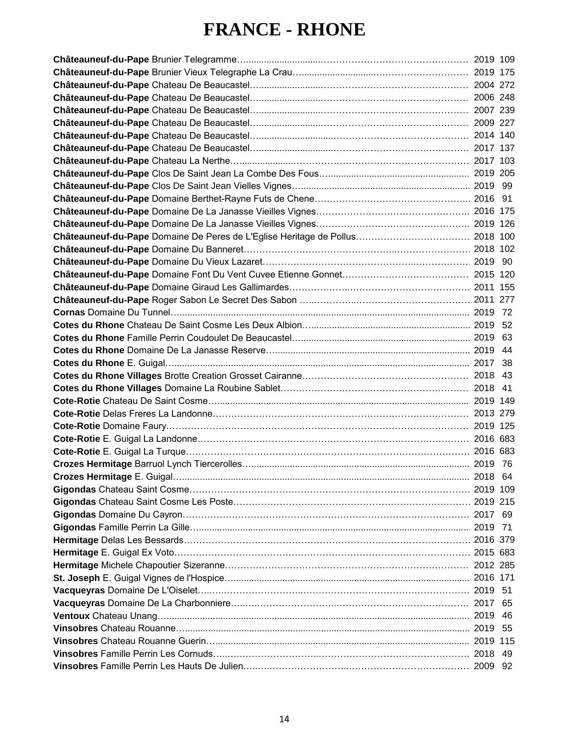# FRANCE - RHONE

| Wine | Vintage | Price |
|---|---|---|
| **Châteauneuf-du-Pape** Brunier Telegramme | 2019 | 109 |
| **Châteauneuf-du-Pape** Brunier Vieux Telegraphe La Crau | 2019 | 175 |
| **Châteauneuf-du-Pape** Chateau De Beaucastel | 2004 | 272 |
| **Châteauneuf-du-Pape** Chateau De Beaucastel | 2006 | 248 |
| **Châteauneuf-du-Pape** Chateau De Beaucastel | 2007 | 239 |
| **Châteauneuf-du-Pape** Chateau De Beaucastel | 2009 | 227 |
| **Châteauneuf-du-Pape** Chateau De Beaucastel | 2014 | 140 |
| **Châteauneuf-du-Pape** Chateau De Beaucastel | 2017 | 137 |
| **Châteauneuf-du-Pape** Chateau La Nerthe | 2017 | 103 |
| **Châteauneuf-du-Pape** Clos De Saint Jean La Combe Des Fous | 2019 | 205 |
| **Châteauneuf-du-Pape** Clos De Saint Jean Vielles Vignes | 2019 | 99 |
| **Châteauneuf-du-Pape** Domaine Berthet-Rayne Futs de Chene | 2016 | 91 |
| **Châteauneuf-du-Pape** Domaine De La Janasse Vieilles Vignes | 2016 | 175 |
| **Châteauneuf-du-Pape** Domaine De La Janasse Vieilles Vignes | 2019 | 126 |
| **Châteauneuf-du-Pape** Domaine De Peres de L'Eglise Heritage de Pollus | 2018 | 100 |
| **Châteauneuf-du-Pape** Domaine Du Banneret | 2018 | 102 |
| **Châteauneuf-du-Pape** Domaine Du Vieux Lazaret | 2019 | 90 |
| **Châteauneuf-du-Pape** Domaine Font Du Vent Cuvee Etienne Gonnet | 2015 | 120 |
| **Châteauneuf-du-Pape** Domaine Giraud Les Gallimardes | 2011 | 155 |
| **Châteauneuf-du-Pape** Roger Sabon Le Secret Des Sabon | 2011 | 277 |
| **Cornas** Domaine Du Tunnel | 2019 | 72 |
| **Cotes du Rhone** Chateau De Saint Cosme Les Deux Albion | 2019 | 52 |
| **Cotes du Rhone** Famille Perrin Coudoulet De Beaucastel | 2019 | 63 |
| **Cotes du Rhone** Domaine De La Janasse Reserve | 2019 | 44 |
| **Cotes du Rhone** E. Guigal | 2017 | 38 |
| **Cotes du Rhone Villages** Brotte Creation Grosset Cairanne | 2018 | 43 |
| **Cotes du Rhone Villages** Domaine La Roubine Sablet | 2018 | 41 |
| **Cote-Rotie** Chateau De Saint Cosme | 2019 | 149 |
| **Cote-Rotie** Delas Freres La Landonne | 2013 | 279 |
| **Cote-Rotie** Domaine Faury | 2019 | 125 |
| **Cote-Rotie** E. Guigal La Landonne | 2016 | 683 |
| **Cote-Rotie** E. Guigal La Turque | 2016 | 683 |
| **Crozes Hermitage** Barruol Lynch Tiercerolles | 2019 | 76 |
| **Crozes Hermitage** E. Guigal | 2018 | 64 |
| **Gigondas** Chateau Saint Cosme | 2019 | 109 |
| **Gigondas** Chateau Saint Cosme Les Poste | 2019 | 215 |
| **Gigondas** Domaine Du Cayron | 2017 | 69 |
| **Gigondas** Famille Perrin La Gille | 2019 | 71 |
| **Hermitage** Delas Les Bessards | 2016 | 379 |
| **Hermitage** E. Guigal Ex Voto | 2015 | 683 |
| **Hermitage** Michele Chapoutier Sizeranne | 2012 | 285 |
| **St. Joseph** E. Guigal Vignes de l'Hospice | 2016 | 171 |
| **Vacqueyras** Domaine De L'Oiselet | 2019 | 51 |
| **Vacqueyras** Domaine De La Charbonniere | 2017 | 65 |
| **Ventoux** Chateau Unang | 2019 | 46 |
| **Vinsobres** Chateau Rouanne | 2019 | 55 |
| **Vinsobres** Chateau Rouanne Guerin | 2019 | 115 |
| **Vinsobres** Famille Perrin Les Cornuds | 2018 | 49 |
| **Vinsobres** Famille Perrin Les Hauts De Julien | 2009 | 92 |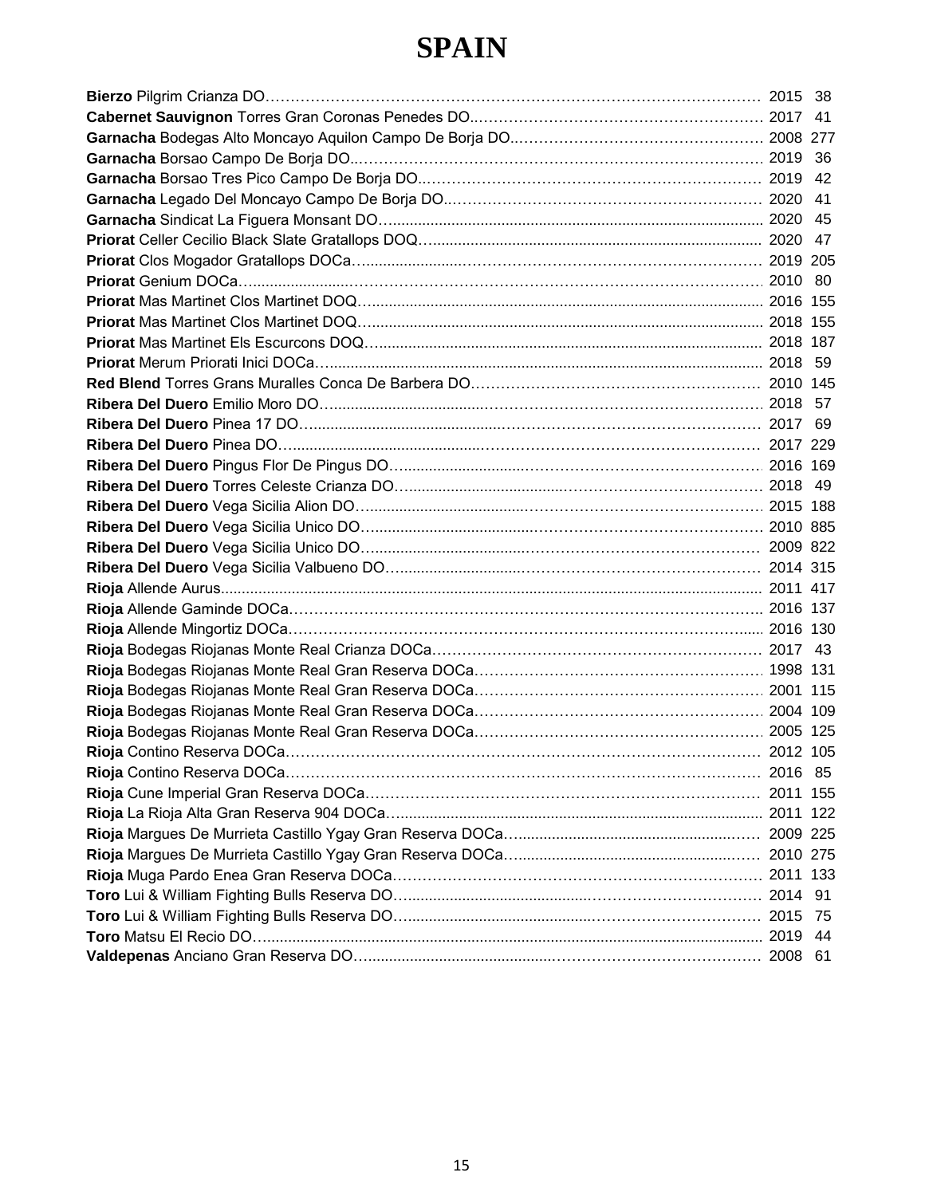# SPAIN

**Bierzo** Pilgrim Crianza DO…… 2015 38
**Cabernet Sauvignon** Torres Gran Coronas Penedes DO…… 2017 41
**Garnacha** Bodegas Alto Moncayo Aquilon Campo De Borja DO…… 2008 277
**Garnacha** Borsao Campo De Borja DO…… 2019 36
**Garnacha** Borsao Tres Pico Campo De Borja DO…… 2019 42
**Garnacha** Legado Del Moncayo Campo De Borja DO…… 2020 41
**Garnacha** Sindicat La Figuera Monsant DO…… 2020 45
**Priorat** Celler Cecilio Black Slate Gratallops DOQ…… 2020 47
**Priorat** Clos Mogador Gratallops DOCa…… 2019 205
**Priorat** Genium DOCa…… 2010 80
**Priorat** Mas Martinet Clos Martinet DOQ…… 2016 155
**Priorat** Mas Martinet Clos Martinet DOQ…… 2018 155
**Priorat** Mas Martinet Els Escurcons DOQ…… 2018 187
**Priorat** Merum Priorati Inici DOCa…… 2018 59
**Red Blend** Torres Grans Muralles Conca De Barbera DO…… 2010 145
**Ribera Del Duero** Emilio Moro DO…… 2018 57
**Ribera Del Duero** Pinea 17 DO…… 2017 69
**Ribera Del Duero** Pinea DO…… 2017 229
**Ribera Del Duero** Pingus Flor De Pingus DO…… 2016 169
**Ribera Del Duero** Torres Celeste Crianza DO…… 2018 49
**Ribera Del Duero** Vega Sicilia Alion DO…… 2015 188
**Ribera Del Duero** Vega Sicilia Unico DO…… 2010 885
**Ribera Del Duero** Vega Sicilia Unico DO…… 2009 822
**Ribera Del Duero** Vega Sicilia Valbueno DO…… 2014 315
**Rioja** Allende Aurus…… 2011 417
**Rioja** Allende Gaminde DOCa…… 2016 137
**Rioja** Allende Mingortiz DOCa…… 2016 130
**Rioja** Bodegas Riojanas Monte Real Crianza DOCa…… 2017 43
**Rioja** Bodegas Riojanas Monte Real Gran Reserva DOCa…… 1998 131
**Rioja** Bodegas Riojanas Monte Real Gran Reserva DOCa…… 2001 115
**Rioja** Bodegas Riojanas Monte Real Gran Reserva DOCa…… 2004 109
**Rioja** Bodegas Riojanas Monte Real Gran Reserva DOCa…… 2005 125
**Rioja** Contino Reserva DOCa…… 2012 105
**Rioja** Contino Reserva DOCa…… 2016 85
**Rioja** Cune Imperial Gran Reserva DOCa…… 2011 155
**Rioja** La Rioja Alta Gran Reserva 904 DOCa…… 2011 122
**Rioja** Margues De Murrieta Castillo Ygay Gran Reserva DOCa…… 2009 225
**Rioja** Margues De Murrieta Castillo Ygay Gran Reserva DOCa…… 2010 275
**Rioja** Muga Pardo Enea Gran Reserva DOCa…… 2011 133
**Toro** Lui & William Fighting Bulls Reserva DO…… 2014 91
**Toro** Lui & William Fighting Bulls Reserva DO…… 2015 75
**Toro** Matsu El Recio DO…… 2019 44
**Valdepenas** Anciano Gran Reserva DO…… 2008 61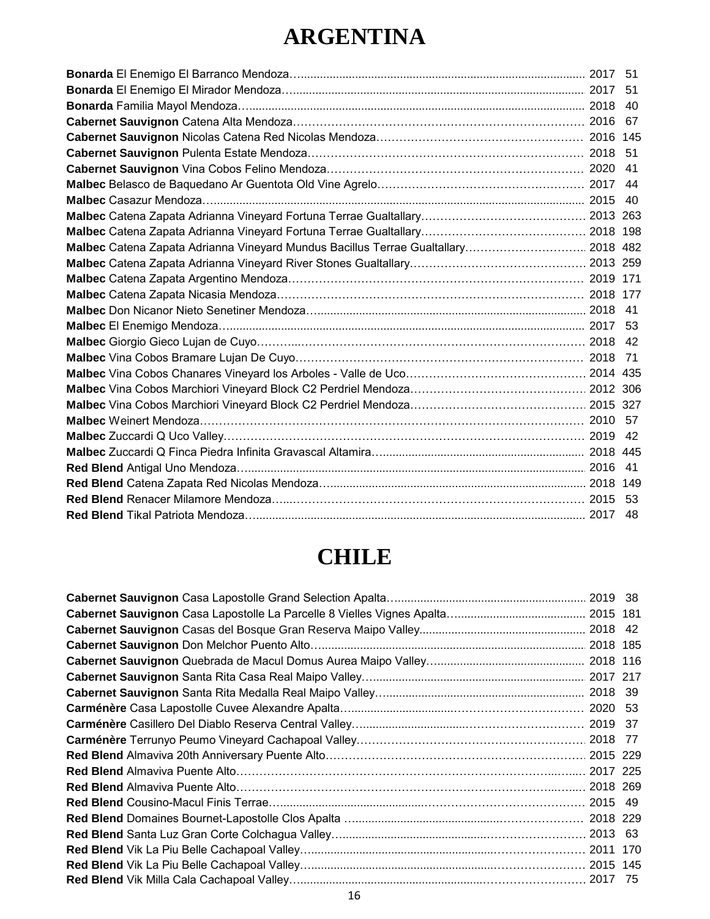# ARGENTINA

| | | |
|---|---|---|
| **Bonarda** El Enemigo El Barranco Mendoza | 2017 | 51 |
| **Bonarda** El Enemigo El Mirador Mendoza | 2017 | 51 |
| **Bonarda** Familia Mayol Mendoza | 2018 | 40 |
| **Cabernet Sauvignon** Catena Alta Mendoza | 2016 | 67 |
| **Cabernet Sauvignon** Nicolas Catena Red Nicolas Mendoza | 2016 | 145 |
| **Cabernet Sauvignon** Pulenta Estate Mendoza | 2018 | 51 |
| **Cabernet Sauvignon** Vina Cobos Felino Mendoza | 2020 | 41 |
| **Malbec** Belasco de Baquedano Ar Guentota Old Vine Agrelo | 2017 | 44 |
| **Malbec** Casazur Mendoza | 2015 | 40 |
| **Malbec** Catena Zapata Adrianna Vineyard Fortuna Terrae Gualtallary | 2013 | 263 |
| **Malbec** Catena Zapata Adrianna Vineyard Fortuna Terrae Gualtallary | 2018 | 198 |
| **Malbec** Catena Zapata Adrianna Vineyard Mundus Bacillus Terrae Gualtallary | 2018 | 482 |
| **Malbec** Catena Zapata Adrianna Vineyard River Stones Gualtallary | 2013 | 259 |
| **Malbec** Catena Zapata Argentino Mendoza | 2019 | 171 |
| **Malbec** Catena Zapata Nicasia Mendoza | 2018 | 177 |
| **Malbec** Don Nicanor Nieto Senetiner Mendoza | 2018 | 41 |
| **Malbec** El Enemigo Mendoza | 2017 | 53 |
| **Malbec** Giorgio Gieco Lujan de Cuyo | 2018 | 42 |
| **Malbec** Vina Cobos Bramare Lujan De Cuyo | 2018 | 71 |
| **Malbec** Vina Cobos Chanares Vineyard los Arboles - Valle de Uco | 2014 | 435 |
| **Malbec** Vina Cobos Marchiori Vineyard Block C2 Perdriel Mendoza | 2012 | 306 |
| **Malbec** Vina Cobos Marchiori Vineyard Block C2 Perdriel Mendoza | 2015 | 327 |
| **Malbec** Weinert Mendoza | 2010 | 57 |
| **Malbec** Zuccardi Q Uco Valley | 2019 | 42 |
| **Malbec** Zuccardi Q Finca Piedra Infinita Gravascal Altamira | 2018 | 445 |
| **Red Blend** Antigal Uno Mendoza | 2016 | 41 |
| **Red Blend** Catena Zapata Red Nicolas Mendoza | 2018 | 149 |
| **Red Blend** Renacer Milamore Mendoza | 2015 | 53 |
| **Red Blend** Tikal Patriota Mendoza | 2017 | 48 |

# CHILE

| | | |
|---|---|---|
| **Cabernet Sauvignon** Casa Lapostolle Grand Selection Apalta | 2019 | 38 |
| **Cabernet Sauvignon** Casa Lapostolle La Parcelle 8 Vielles Vignes Apalta | 2015 | 181 |
| **Cabernet Sauvignon** Casas del Bosque Gran Reserva Maipo Valley | 2018 | 42 |
| **Cabernet Sauvignon** Don Melchor Puento Alto | 2018 | 185 |
| **Cabernet Sauvignon** Quebrada de Macul Domus Aurea Maipo Valley | 2018 | 116 |
| **Cabernet Sauvignon** Santa Rita Casa Real Maipo Valley | 2017 | 217 |
| **Cabernet Sauvignon** Santa Rita Medalla Real Maipo Valley | 2018 | 39 |
| **Carménère** Casa Lapostolle Cuvee Alexandre Apalta | 2020 | 53 |
| **Carménère** Casillero Del Diablo Reserva Central Valley | 2019 | 37 |
| **Carménère** Terrunyo Peumo Vineyard Cachapoal Valley | 2018 | 77 |
| **Red Blend** Almaviva 20th Anniversary Puente Alto | 2015 | 229 |
| **Red Blend** Almaviva Puente Alto | 2017 | 225 |
| **Red Blend** Almaviva Puente Alto | 2018 | 269 |
| **Red Blend** Cousino-Macul Finis Terrae | 2015 | 49 |
| **Red Blend** Domaines Bournet-Lapostolle Clos Apalta | 2018 | 229 |
| **Red Blend** Santa Luz Gran Corte Colchagua Valley | 2013 | 63 |
| **Red Blend** Vik La Piu Belle Cachapoal Valley | 2011 | 170 |
| **Red Blend** Vik La Piu Belle Cachapoal Valley | 2015 | 145 |
| **Red Blend** Vik Milla Cala Cachapoal Valley | 2017 | 75 |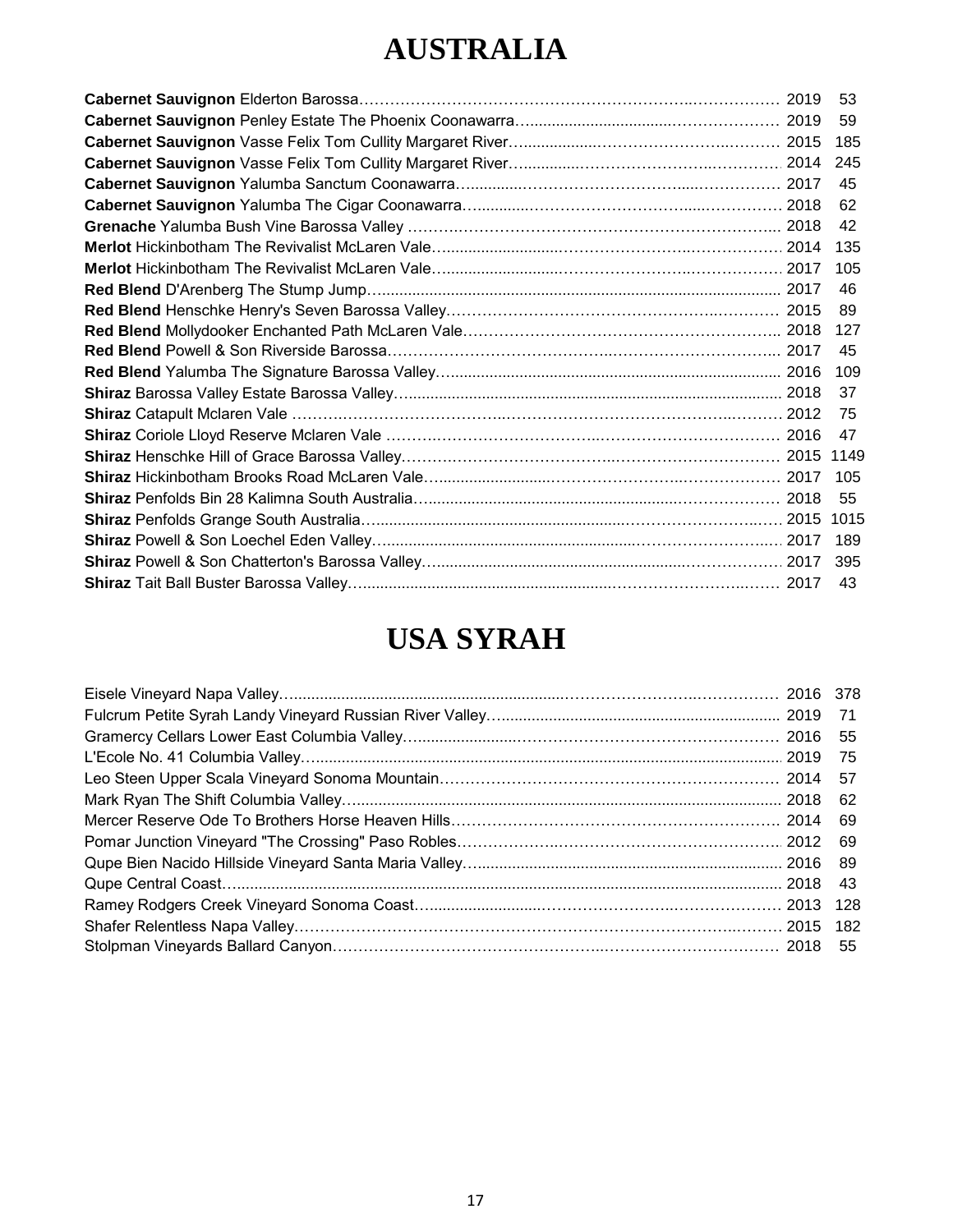# AUSTRALIA

| Wine | Vintage | Price |
|---|---|---|
| **Cabernet Sauvignon** Elderton Barossa | 2019 | 53 |
| **Cabernet Sauvignon** Penley Estate The Phoenix Coonawarra | 2019 | 59 |
| **Cabernet Sauvignon** Vasse Felix Tom Cullity Margaret River | 2015 | 185 |
| **Cabernet Sauvignon** Vasse Felix Tom Cullity Margaret River | 2014 | 245 |
| **Cabernet Sauvignon** Yalumba Sanctum Coonawarra | 2017 | 45 |
| **Cabernet Sauvignon** Yalumba The Cigar Coonawarra | 2018 | 62 |
| **Grenache** Yalumba Bush Vine Barossa Valley | 2018 | 42 |
| **Merlot** Hickinbotham The Revivalist McLaren Vale | 2014 | 135 |
| **Merlot** Hickinbotham The Revivalist McLaren Vale | 2017 | 105 |
| **Red Blend** D'Arenberg The Stump Jump | 2017 | 46 |
| **Red Blend** Henschke Henry's Seven Barossa Valley | 2015 | 89 |
| **Red Blend** Mollydooker Enchanted Path McLaren Vale | 2018 | 127 |
| **Red Blend** Powell & Son Riverside Barossa | 2017 | 45 |
| **Red Blend** Yalumba The Signature Barossa Valley | 2016 | 109 |
| **Shiraz** Barossa Valley Estate Barossa Valley | 2018 | 37 |
| **Shiraz** Catapult Mclaren Vale | 2012 | 75 |
| **Shiraz** Coriole Lloyd Reserve Mclaren Vale | 2016 | 47 |
| **Shiraz** Henschke Hill of Grace Barossa Valley | 2015 | 1149 |
| **Shiraz** Hickinbotham Brooks Road McLaren Vale | 2017 | 105 |
| **Shiraz** Penfolds Bin 28 Kalimna South Australia | 2018 | 55 |
| **Shiraz** Penfolds Grange South Australia | 2015 | 1015 |
| **Shiraz** Powell & Son Loechel Eden Valley | 2017 | 189 |
| **Shiraz** Powell & Son Chatterton's Barossa Valley | 2017 | 395 |
| **Shiraz** Tait Ball Buster Barossa Valley | 2017 | 43 |

# USA SYRAH

| Wine | Vintage | Price |
|---|---|---|
| Eisele Vineyard Napa Valley | 2016 | 378 |
| Fulcrum Petite Syrah Landy Vineyard Russian River Valley | 2019 | 71 |
| Gramercy Cellars Lower East Columbia Valley | 2016 | 55 |
| L'Ecole No. 41 Columbia Valley | 2019 | 75 |
| Leo Steen Upper Scala Vineyard Sonoma Mountain | 2014 | 57 |
| Mark Ryan The Shift Columbia Valley | 2018 | 62 |
| Mercer Reserve Ode To Brothers Horse Heaven Hills | 2014 | 69 |
| Pomar Junction Vineyard "The Crossing" Paso Robles | 2012 | 69 |
| Qupe Bien Nacido Hillside Vineyard Santa Maria Valley | 2016 | 89 |
| Qupe Central Coast | 2018 | 43 |
| Ramey Rodgers Creek Vineyard Sonoma Coast | 2013 | 128 |
| Shafer Relentless Napa Valley | 2015 | 182 |
| Stolpman Vineyards Ballard Canyon | 2018 | 55 |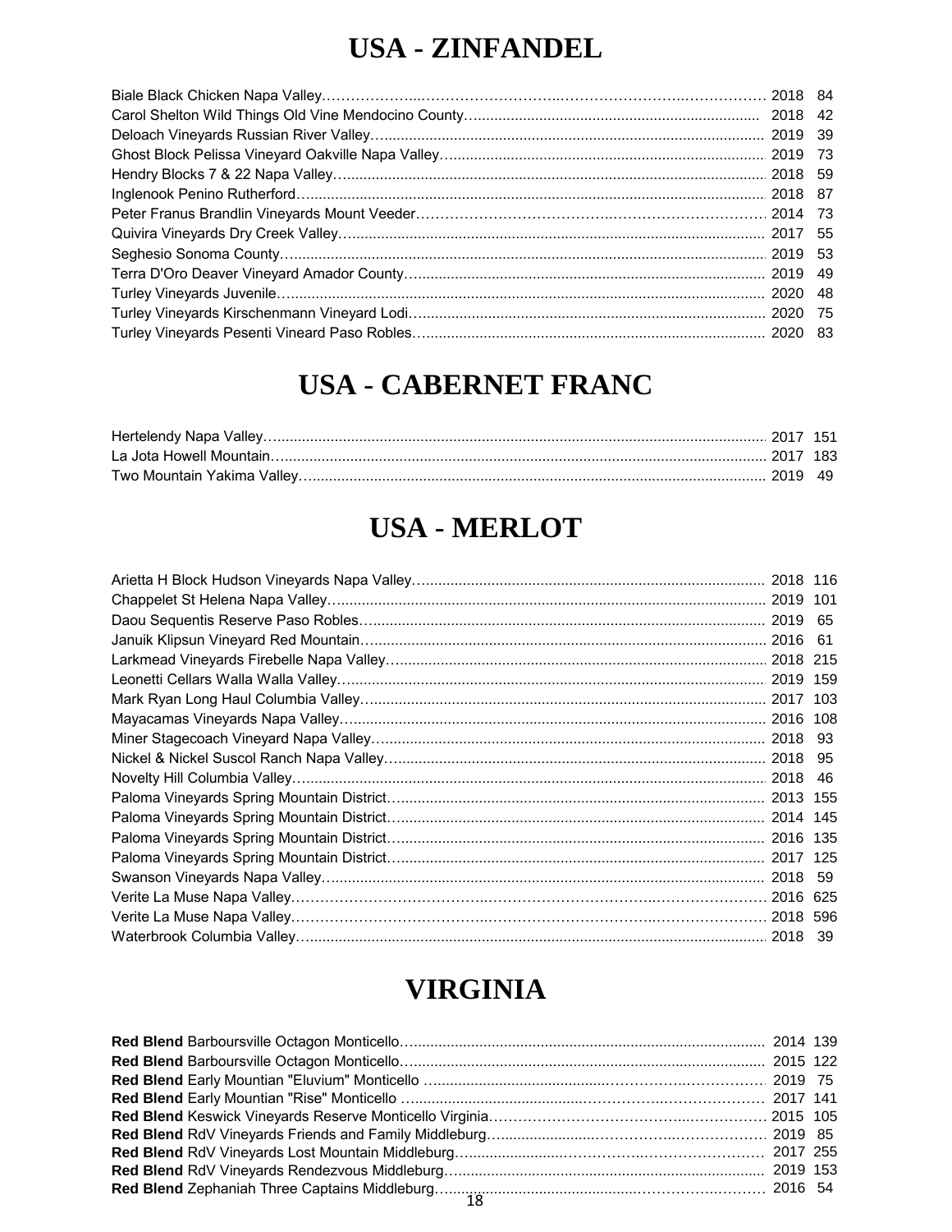# USA - ZINFANDEL

| Wine | Vintage | Price |
|---|---|---|
| Biale Black Chicken Napa Valley | 2018 | 84 |
| Carol Shelton Wild Things Old Vine Mendocino County | 2018 | 42 |
| Deloach Vineyards Russian River Valley | 2019 | 39 |
| Ghost Block Pelissa Vineyard Oakville Napa Valley | 2019 | 73 |
| Hendry Blocks 7 & 22 Napa Valley | 2018 | 59 |
| Inglenook Penino Rutherford | 2018 | 87 |
| Peter Franus Brandlin Vineyards Mount Veeder | 2014 | 73 |
| Quivira Vineyards Dry Creek Valley | 2017 | 55 |
| Seghesio Sonoma County | 2019 | 53 |
| Terra D'Oro Deaver Vineyard Amador County | 2019 | 49 |
| Turley Vineyards Juvenile | 2020 | 48 |
| Turley Vineyards Kirschenmann Vineyard Lodi | 2020 | 75 |
| Turley Vineyards Pesenti Vineard Paso Robles | 2020 | 83 |

# USA - CABERNET FRANC

| Wine | Vintage | Price |
|---|---|---|
| Hertelendy Napa Valley | 2017 | 151 |
| La Jota Howell Mountain | 2017 | 183 |
| Two Mountain Yakima Valley | 2019 | 49 |

# USA - MERLOT

| Wine | Vintage | Price |
|---|---|---|
| Arietta H Block Hudson Vineyards Napa Valley | 2018 | 116 |
| Chappelet St Helena Napa Valley | 2019 | 101 |
| Daou Sequentis Reserve Paso Robles | 2019 | 65 |
| Januik Klipsun Vineyard Red Mountain | 2016 | 61 |
| Larkmead Vineyards Firebelle Napa Valley | 2018 | 215 |
| Leonetti Cellars Walla Walla Valley | 2019 | 159 |
| Mark Ryan Long Haul Columbia Valley | 2017 | 103 |
| Mayacamas Vineyards Napa Valley | 2016 | 108 |
| Miner Stagecoach Vineyard Napa Valley | 2018 | 93 |
| Nickel & Nickel Suscol Ranch Napa Valley | 2018 | 95 |
| Novelty Hill Columbia Valley | 2018 | 46 |
| Paloma Vineyards Spring Mountain District | 2013 | 155 |
| Paloma Vineyards Spring Mountain District | 2014 | 145 |
| Paloma Vineyards Spring Mountain District | 2016 | 135 |
| Paloma Vineyards Spring Mountain District | 2017 | 125 |
| Swanson Vineyards Napa Valley | 2018 | 59 |
| Verite La Muse Napa Valley | 2016 | 625 |
| Verite La Muse Napa Valley | 2018 | 596 |
| Waterbrook Columbia Valley | 2018 | 39 |

# VIRGINIA

| Wine | Vintage | Price |
|---|---|---|
| **Red Blend** Barboursville Octagon Monticello | 2014 | 139 |
| **Red Blend** Barboursville Octagon Monticello | 2015 | 122 |
| **Red Blend** Early Mountian "Eluvium" Monticello | 2019 | 75 |
| **Red Blend** Early Mountian "Rise" Monticello | 2017 | 141 |
| **Red Blend** Keswick Vineyards Reserve Monticello Virginia | 2015 | 105 |
| **Red Blend** RdV Vineyards Friends and Family Middleburg | 2019 | 85 |
| **Red Blend** RdV Vineyards Lost Mountain Middleburg | 2017 | 255 |
| **Red Blend** RdV Vineyards Rendezvous Middleburg | 2019 | 153 |
| **Red Blend** Zephaniah Three Captains Middleburg | 2016 | 54 |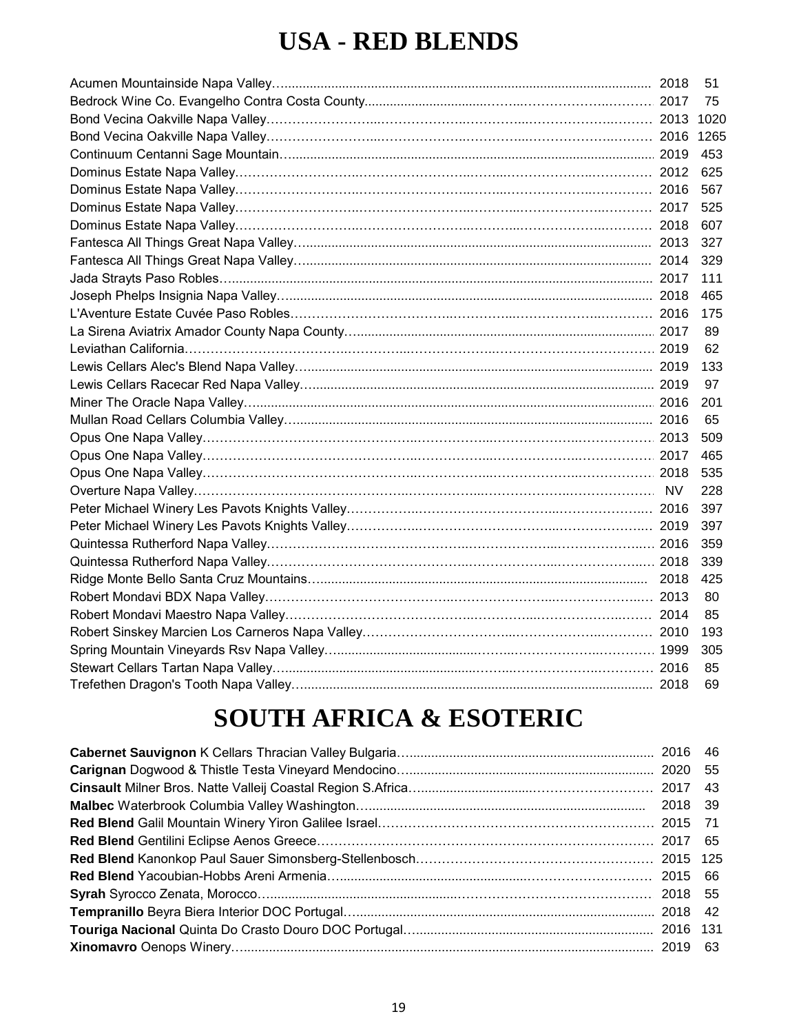# USA - RED BLENDS

| Wine | Vintage | Price |
|---|---|---|
| Acumen Mountainside Napa Valley | 2018 | 51 |
| Bedrock Wine Co. Evangelho Contra Costa County | 2017 | 75 |
| Bond Vecina Oakville Napa Valley | 2013 | 1020 |
| Bond Vecina Oakville Napa Valley | 2016 | 1265 |
| Continuum Centanni Sage Mountain | 2019 | 453 |
| Dominus Estate Napa Valley | 2012 | 625 |
| Dominus Estate Napa Valley | 2016 | 567 |
| Dominus Estate Napa Valley | 2017 | 525 |
| Dominus Estate Napa Valley | 2018 | 607 |
| Fantesca All Things Great Napa Valley | 2013 | 327 |
| Fantesca All Things Great Napa Valley | 2014 | 329 |
| Jada Strayts Paso Robles | 2017 | 111 |
| Joseph Phelps Insignia Napa Valley | 2018 | 465 |
| L'Aventure Estate Cuvée Paso Robles | 2016 | 175 |
| La Sirena Aviatrix Amador County Napa County | 2017 | 89 |
| Leviathan California | 2019 | 62 |
| Lewis Cellars Alec's Blend Napa Valley | 2019 | 133 |
| Lewis Cellars Racecar Red Napa Valley | 2019 | 97 |
| Miner The Oracle Napa Valley | 2016 | 201 |
| Mullan Road Cellars Columbia Valley | 2016 | 65 |
| Opus One Napa Valley | 2013 | 509 |
| Opus One Napa Valley | 2017 | 465 |
| Opus One Napa Valley | 2018 | 535 |
| Overture Napa Valley | NV | 228 |
| Peter Michael Winery Les Pavots Knights Valley | 2016 | 397 |
| Peter Michael Winery Les Pavots Knights Valley | 2019 | 397 |
| Quintessa Rutherford Napa Valley | 2016 | 359 |
| Quintessa Rutherford Napa Valley | 2018 | 339 |
| Ridge Monte Bello Santa Cruz Mountains | 2018 | 425 |
| Robert Mondavi BDX Napa Valley | 2013 | 80 |
| Robert Mondavi Maestro Napa Valley | 2014 | 85 |
| Robert Sinskey Marcien Los Carneros Napa Valley | 2010 | 193 |
| Spring Mountain Vineyards Rsv Napa Valley | 1999 | 305 |
| Stewart Cellars Tartan Napa Valley | 2016 | 85 |
| Trefethen Dragon's Tooth Napa Valley | 2018 | 69 |

# SOUTH AFRICA & ESOTERIC

| Wine | Vintage | Price |
|---|---|---|
| **Cabernet Sauvignon** K Cellars Thracian Valley Bulgaria | 2016 | 46 |
| **Carignan** Dogwood & Thistle Testa Vineyard Mendocino | 2020 | 55 |
| **Cinsault** Milner Bros. Natte Valleij Coastal Region S.Africa | 2017 | 43 |
| **Malbec** Waterbrook Columbia Valley Washington | 2018 | 39 |
| **Red Blend** Galil Mountain Winery Yiron Galilee Israel | 2015 | 71 |
| **Red Blend** Gentilini Eclipse Aenos Greece | 2017 | 65 |
| **Red Blend** Kanonkop Paul Sauer Simonsberg-Stellenbosch | 2015 | 125 |
| **Red Blend** Yacoubian-Hobbs Areni Armenia | 2015 | 66 |
| **Syrah** Syrocco Zenata, Morocco | 2018 | 55 |
| **Tempranillo** Beyra Biera Interior DOC Portugal | 2018 | 42 |
| **Touriga Nacional** Quinta Do Crasto Douro DOC Portugal | 2016 | 131 |
| **Xinomavro** Oenops Winery | 2019 | 63 |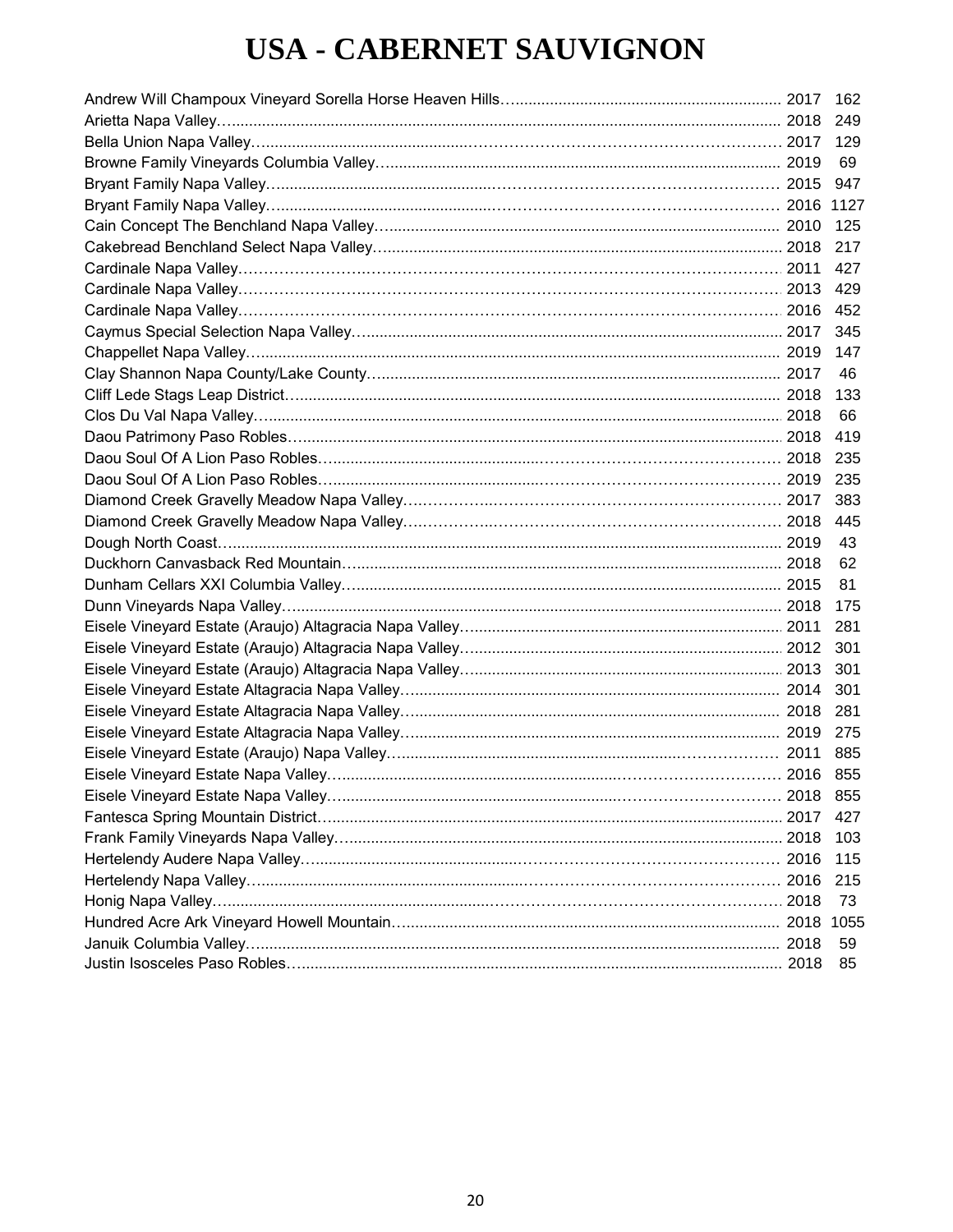# USA - CABERNET SAUVIGNON

| Wine | Vintage | Price |
|---|---|---|
| Andrew Will Champoux Vineyard Sorella Horse Heaven Hills | 2017 | 162 |
| Arietta Napa Valley | 2018 | 249 |
| Bella Union Napa Valley | 2017 | 129 |
| Browne Family Vineyards Columbia Valley | 2019 | 69 |
| Bryant Family Napa Valley | 2015 | 947 |
| Bryant Family Napa Valley | 2016 | 1127 |
| Cain Concept The Benchland Napa Valley | 2010 | 125 |
| Cakebread Benchland Select Napa Valley | 2018 | 217 |
| Cardinale Napa Valley | 2011 | 427 |
| Cardinale Napa Valley | 2013 | 429 |
| Cardinale Napa Valley | 2016 | 452 |
| Caymus Special Selection Napa Valley | 2017 | 345 |
| Chappellet Napa Valley | 2019 | 147 |
| Clay Shannon Napa County/Lake County | 2017 | 46 |
| Cliff Lede Stags Leap District | 2018 | 133 |
| Clos Du Val Napa Valley | 2018 | 66 |
| Daou Patrimony Paso Robles | 2018 | 419 |
| Daou Soul Of A Lion Paso Robles | 2018 | 235 |
| Daou Soul Of A Lion Paso Robles | 2019 | 235 |
| Diamond Creek Gravelly Meadow Napa Valley | 2017 | 383 |
| Diamond Creek Gravelly Meadow Napa Valley | 2018 | 445 |
| Dough North Coast | 2019 | 43 |
| Duckhorn Canvasback Red Mountain | 2018 | 62 |
| Dunham Cellars XXI Columbia Valley | 2015 | 81 |
| Dunn Vineyards Napa Valley | 2018 | 175 |
| Eisele Vineyard Estate (Araujo) Altagracia Napa Valley | 2011 | 281 |
| Eisele Vineyard Estate (Araujo) Altagracia Napa Valley | 2012 | 301 |
| Eisele Vineyard Estate (Araujo) Altagracia Napa Valley | 2013 | 301 |
| Eisele Vineyard Estate Altagracia Napa Valley | 2014 | 301 |
| Eisele Vineyard Estate Altagracia Napa Valley | 2018 | 281 |
| Eisele Vineyard Estate Altagracia Napa Valley | 2019 | 275 |
| Eisele Vineyard Estate (Araujo) Napa Valley | 2011 | 885 |
| Eisele Vineyard Estate Napa Valley | 2016 | 855 |
| Eisele Vineyard Estate Napa Valley | 2018 | 855 |
| Fantesca Spring Mountain District | 2017 | 427 |
| Frank Family Vineyards Napa Valley | 2018 | 103 |
| Hertelendy Audere Napa Valley | 2016 | 115 |
| Hertelendy Napa Valley | 2016 | 215 |
| Honig Napa Valley | 2018 | 73 |
| Hundred Acre Ark Vineyard Howell Mountain | 2018 | 1055 |
| Januik Columbia Valley | 2018 | 59 |
| Justin Isosceles Paso Robles | 2018 | 85 |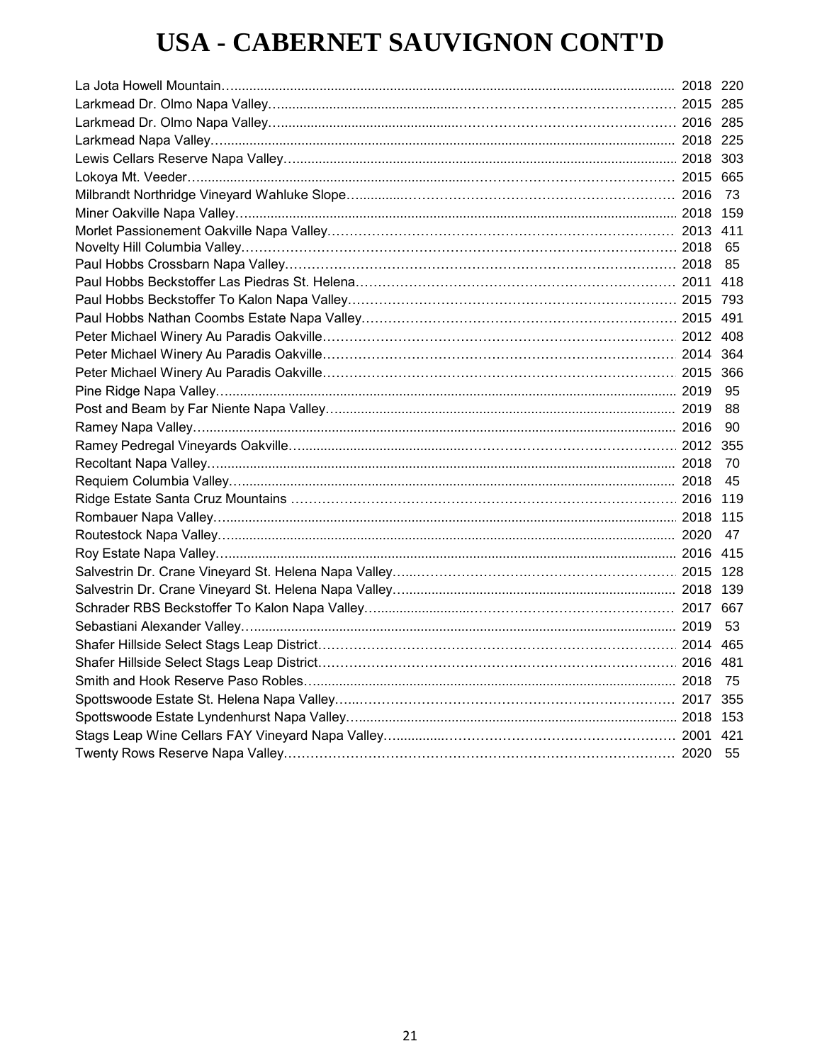# USA - CABERNET SAUVIGNON CONT'D

| Wine | Vintage | Price |
|---|---|---|
| La Jota Howell Mountain | 2018 | 220 |
| Larkmead Dr. Olmo Napa Valley | 2015 | 285 |
| Larkmead Dr. Olmo Napa Valley | 2016 | 285 |
| Larkmead Napa Valley | 2018 | 225 |
| Lewis Cellars Reserve Napa Valley | 2018 | 303 |
| Lokoya Mt. Veeder | 2015 | 665 |
| Milbrandt Northridge Vineyard Wahluke Slope | 2016 | 73 |
| Miner Oakville Napa Valley | 2018 | 159 |
| Morlet Passionement Oakville Napa Valley | 2013 | 411 |
| Novelty Hill Columbia Valley | 2018 | 65 |
| Paul Hobbs Crossbarn Napa Valley | 2018 | 85 |
| Paul Hobbs Beckstoffer Las Piedras St. Helena | 2011 | 418 |
| Paul Hobbs Beckstoffer To Kalon Napa Valley | 2015 | 793 |
| Paul Hobbs Nathan Coombs Estate Napa Valley | 2015 | 491 |
| Peter Michael Winery Au Paradis Oakville | 2012 | 408 |
| Peter Michael Winery Au Paradis Oakville | 2014 | 364 |
| Peter Michael Winery Au Paradis Oakville | 2015 | 366 |
| Pine Ridge Napa Valley | 2019 | 95 |
| Post and Beam by Far Niente Napa Valley | 2019 | 88 |
| Ramey Napa Valley | 2016 | 90 |
| Ramey Pedregal Vineyards Oakville | 2012 | 355 |
| Recoltant Napa Valley | 2018 | 70 |
| Requiem Columbia Valley | 2018 | 45 |
| Ridge Estate Santa Cruz Mountains | 2016 | 119 |
| Rombauer Napa Valley | 2018 | 115 |
| Routestock Napa Valley | 2020 | 47 |
| Roy Estate Napa Valley | 2016 | 415 |
| Salvestrin Dr. Crane Vineyard St. Helena Napa Valley | 2015 | 128 |
| Salvestrin Dr. Crane Vineyard St. Helena Napa Valley | 2018 | 139 |
| Schrader RBS Beckstoffer To Kalon Napa Valley | 2017 | 667 |
| Sebastiani Alexander Valley | 2019 | 53 |
| Shafer Hillside Select Stags Leap District | 2014 | 465 |
| Shafer Hillside Select Stags Leap District | 2016 | 481 |
| Smith and Hook Reserve Paso Robles | 2018 | 75 |
| Spottswoode Estate St. Helena Napa Valley | 2017 | 355 |
| Spottswoode Estate Lyndenhurst Napa Valley | 2018 | 153 |
| Stags Leap Wine Cellars FAY Vineyard Napa Valley | 2001 | 421 |
| Twenty Rows Reserve Napa Valley | 2020 | 55 |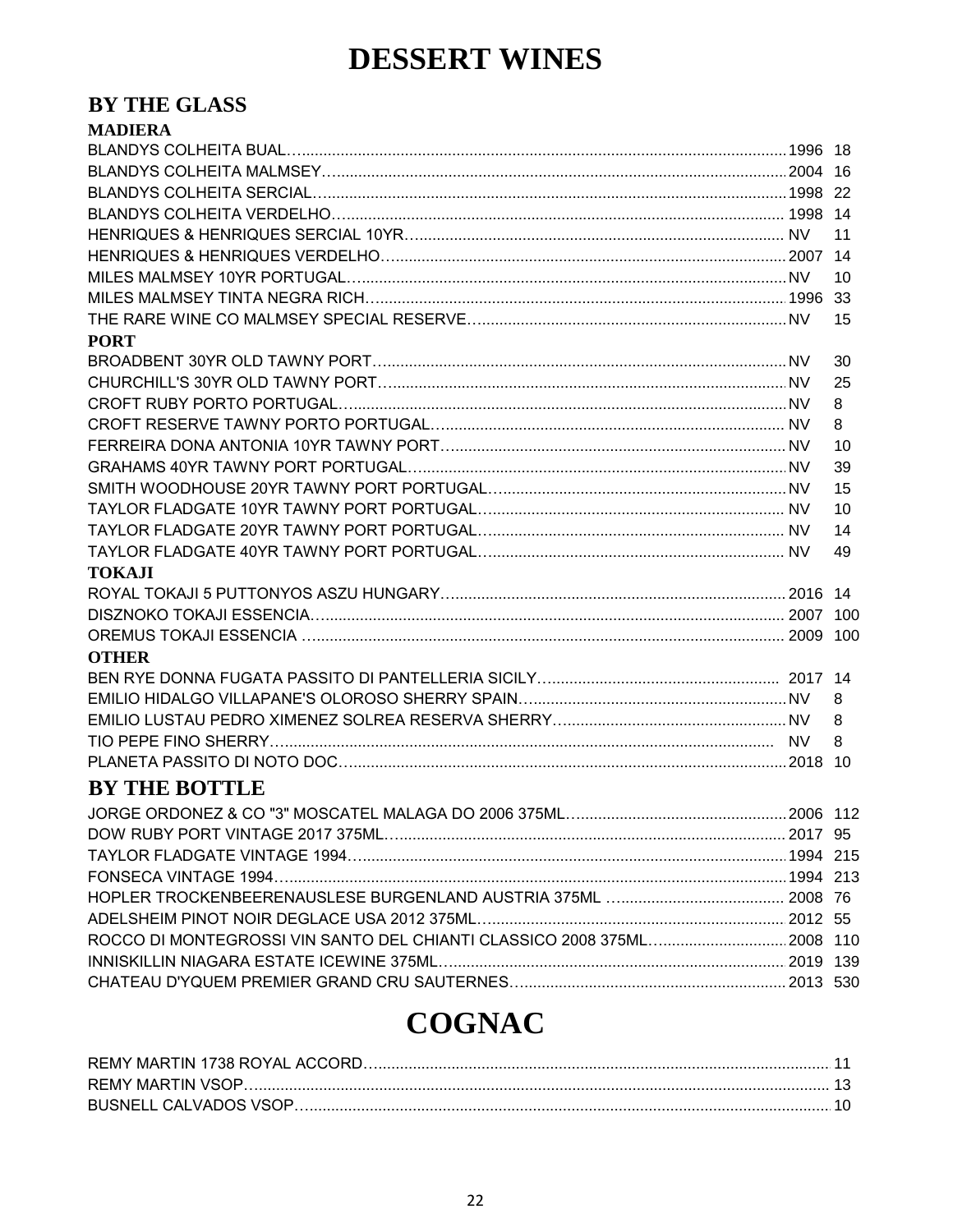# DESSERT WINES

## BY THE GLASS

### MADIERA

| Wine | Vintage | Price |
|---|---|---|
| BLANDYS COLHEITA BUAL | 1996 | 18 |
| BLANDYS COLHEITA MALMSEY | 2004 | 16 |
| BLANDYS COLHEITA SERCIAL | 1998 | 22 |
| BLANDYS COLHEITA VERDELHO | 1998 | 14 |
| HENRIQUES & HENRIQUES SERCIAL 10YR | NV | 11 |
| HENRIQUES & HENRIQUES VERDELHO | 2007 | 14 |
| MILES MALMSEY 10YR PORTUGAL | NV | 10 |
| MILES MALMSEY TINTA NEGRA RICH | 1996 | 33 |
| THE RARE WINE CO MALMSEY SPECIAL RESERVE | NV | 15 |

### PORT

| Wine | Vintage | Price |
|---|---|---|
| BROADBENT 30YR OLD TAWNY PORT | NV | 30 |
| CHURCHILL'S 30YR OLD TAWNY PORT | NV | 25 |
| CROFT RUBY PORTO PORTUGAL | NV | 8 |
| CROFT RESERVE TAWNY PORTO PORTUGAL | NV | 8 |
| FERREIRA DONA ANTONIA 10YR TAWNY PORT | NV | 10 |
| GRAHAMS 40YR TAWNY PORT PORTUGAL | NV | 39 |
| SMITH WOODHOUSE 20YR TAWNY PORT PORTUGAL | NV | 15 |
| TAYLOR FLADGATE 10YR TAWNY PORT PORTUGAL | NV | 10 |
| TAYLOR FLADGATE 20YR TAWNY PORT PORTUGAL | NV | 14 |
| TAYLOR FLADGATE 40YR TAWNY PORT PORTUGAL | NV | 49 |

### TOKAJI

| Wine | Vintage | Price |
|---|---|---|
| ROYAL TOKAJI 5 PUTTONYOS ASZU HUNGARY | 2016 | 14 |
| DISZNOKO TOKAJI ESSENCIA | 2007 | 100 |
| OREMUS TOKAJI ESSENCIA | 2009 | 100 |

### OTHER

| Wine | Vintage | Price |
|---|---|---|
| BEN RYE DONNA FUGATA PASSITO DI PANTELLERIA SICILY | 2017 | 14 |
| EMILIO HIDALGO VILLAPANE'S OLOROSO SHERRY SPAIN | NV | 8 |
| EMILIO LUSTAU PEDRO XIMENEZ SOLREA RESERVA SHERRY | NV | 8 |
| TIO PEPE FINO SHERRY | NV | 8 |
| PLANETA PASSITO DI NOTO DOC | 2018 | 10 |

## BY THE BOTTLE

| Wine | Vintage | Price |
|---|---|---|
| JORGE ORDONEZ & CO "3" MOSCATEL MALAGA DO 2006 375ML | 2006 | 112 |
| DOW RUBY PORT VINTAGE 2017 375ML | 2017 | 95 |
| TAYLOR FLADGATE VINTAGE 1994 | 1994 | 215 |
| FONSECA VINTAGE 1994 | 1994 | 213 |
| HOPLER TROCKENBEERENAUSLESE BURGENLAND AUSTRIA 375ML | 2008 | 76 |
| ADELSHEIM PINOT NOIR DEGLACE USA 2012 375ML | 2012 | 55 |
| ROCCO DI MONTEGROSSI VIN SANTO DEL CHIANTI CLASSICO 2008 375ML | 2008 | 110 |
| INNISKILLIN NIAGARA ESTATE ICEWINE 375ML | 2019 | 139 |
| CHATEAU D'YQUEM PREMIER GRAND CRU SAUTERNES | 2013 | 530 |

# COGNAC

| Spirit | Price |
|---|---|
| REMY MARTIN 1738 ROYAL ACCORD | 11 |
| REMY MARTIN VSOP | 13 |
| BUSNELL CALVADOS VSOP | 10 |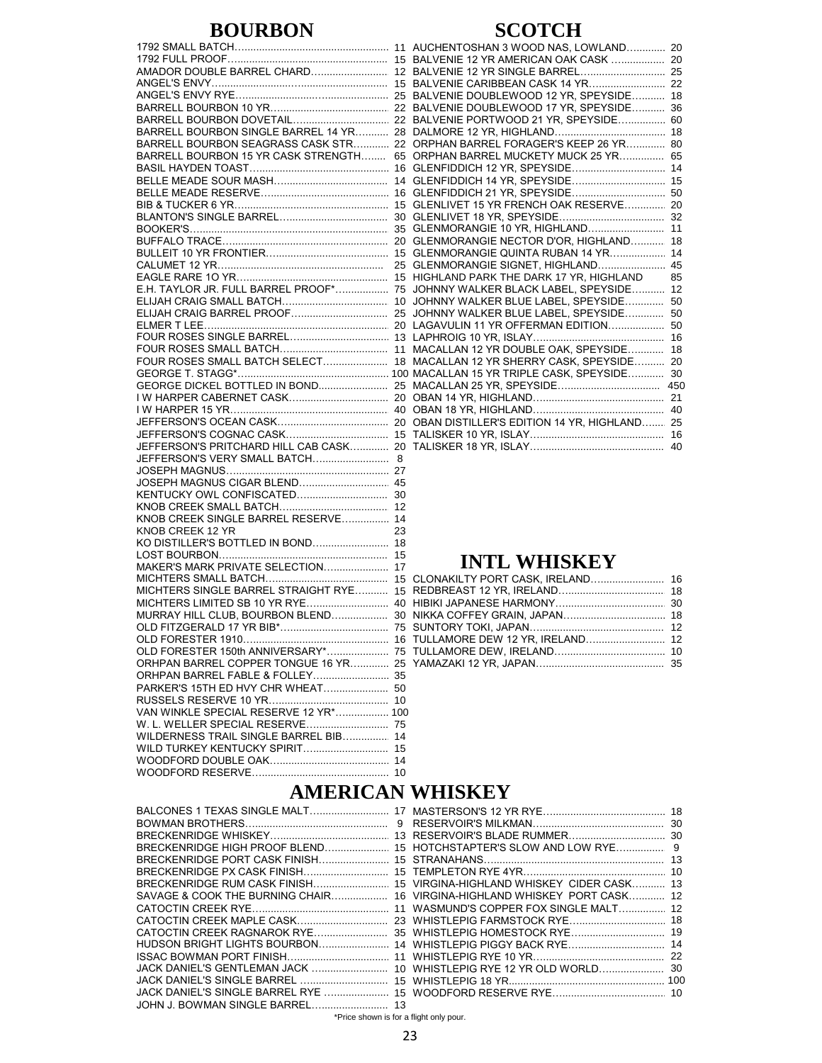## BOURBON

| Item | Price |
|---|---|
| 1792 SMALL BATCH | 11 |
| 1792 FULL PROOF | 15 |
| AMADOR DOUBLE BARREL CHARD | 12 |
| ANGEL'S ENVY | 15 |
| ANGEL'S ENVY RYE | 25 |
| BARRELL BOURBON 10 YR | 22 |
| BARRELL BOURBON DOVETAIL | 22 |
| BARRELL BOURBON SINGLE BARREL 14 YR | 28 |
| BARRELL BOURBON SEAGRASS CASK STR | 22 |
| BARRELL BOURBON 15 YR CASK STRENGTH | 65 |
| BASIL HAYDEN TOAST | 16 |
| BELLE MEADE SOUR MASH | 14 |
| BELLE MEADE RESERVE | 16 |
| BIB & TUCKER 6 YR | 15 |
| BLANTON'S SINGLE BARREL | 30 |
| BOOKER'S | 35 |
| BUFFALO TRACE | 20 |
| BULLEIT 10 YR FRONTIER | 15 |
| CALUMET 12 YR | 25 |
| EAGLE RARE 1O YR | 15 |
| E.H. TAYLOR JR. FULL BARREL PROOF* | 75 |
| ELIJAH CRAIG SMALL BATCH | 10 |
| ELIJAH CRAIG BARREL PROOF | 25 |
| ELMER T LEE | 20 |
| FOUR ROSES SINGLE BARREL | 13 |
| FOUR ROSES SMALL BATCH | 11 |
| FOUR ROSES SMALL BATCH SELECT | 18 |
| GEORGE T. STAGG* | 100 |
| GEORGE DICKEL BOTTLED IN BOND | 25 |
| I W HARPER CABERNET CASK | 20 |
| I W HARPER 15 YR | 40 |
| JEFFERSON'S OCEAN CASK | 20 |
| JEFFERSON'S COGNAC CASK | 15 |
| JEFFERSON'S PRITCHARD HILL CAB CASK | 20 |
| JEFFERSON'S VERY SMALL BATCH | 8 |
| JOSEPH MAGNUS | 27 |
| JOSEPH MAGNUS CIGAR BLEND | 45 |
| KENTUCKY OWL CONFISCATED | 30 |
| KNOB CREEK SMALL BATCH | 12 |
| KNOB CREEK SINGLE BARREL RESERVE | 14 |
| KNOB CREEK 12 YR | 23 |
| KO DISTILLER'S BOTTLED IN BOND | 18 |
| LOST BOURBON | 15 |
| MAKER'S MARK PRIVATE SELECTION | 17 |
| MICHTERS SMALL BATCH | 15 |
| MICHTERS SINGLE BARREL STRAIGHT RYE | 15 |
| MICHTERS LIMITED SB 10 YR RYE | 40 |
| MURRAY HILL CLUB, BOURBON BLEND | 30 |
| OLD FITZGERALD 17 YR BIB* | 75 |
| OLD FORESTER 1910 | 16 |
| OLD FORESTER 150th ANNIVERSARY* | 75 |
| ORHPAN BARREL COPPER TONGUE 16 YR | 25 |
| ORHPAN BARREL FABLE & FOLLEY | 35 |
| PARKER'S 15TH ED HVY CHR WHEAT | 50 |
| RUSSELS RESERVE 10 YR | 10 |
| VAN WINKLE SPECIAL RESERVE 12 YR* | 100 |
| W. L. WELLER SPECIAL RESERVE | 75 |
| WILDERNESS TRAIL SINGLE BARREL BIB | 14 |
| WILD TURKEY KENTUCKY SPIRIT | 15 |
| WOODFORD DOUBLE OAK | 14 |
| WOODFORD RESERVE | 10 |

## SCOTCH

| Item | Price |
|---|---|
| AUCHENTOSHAN 3 WOOD NAS, LOWLAND | 20 |
| BALVENIE 12 YR AMERICAN OAK CASK | 20 |
| BALVENIE 12 YR SINGLE BARREL | 25 |
| BALVENIE CARIBBEAN CASK 14 YR | 22 |
| BALVENIE DOUBLEWOOD 12 YR, SPEYSIDE | 18 |
| BALVENIE DOUBLEWOOD 17 YR, SPEYSIDE | 36 |
| BALVENIE PORTWOOD 21 YR, SPEYSIDE | 60 |
| DALMORE 12 YR, HIGHLAND | 18 |
| ORPHAN BARREL FORAGER'S KEEP 26 YR | 80 |
| ORPHAN BARREL MUCKETY MUCK 25 YR | 65 |
| GLENFIDDICH 12 YR, SPEYSIDE | 14 |
| GLENFIDDICH 14 YR, SPEYSIDE | 15 |
| GLENFIDDICH 21 YR, SPEYSIDE | 50 |
| GLENLIVET 15 YR FRENCH OAK RESERVE | 20 |
| GLENLIVET 18 YR, SPEYSIDE | 32 |
| GLENMORANGIE 10 YR, HIGHLAND | 11 |
| GLENMORANGIE NECTOR D'OR, HIGHLAND | 18 |
| GLENMORANGIE QUINTA RUBAN 14 YR | 14 |
| GLENMORANGIE SIGNET, HIGHLAND | 45 |
| HIGHLAND PARK THE DARK 17 YR, HIGHLAND | 85 |
| JOHNNY WALKER BLACK LABEL, SPEYSIDE | 12 |
| JOHNNY WALKER BLUE LABEL, SPEYSIDE | 50 |
| JOHNNY WALKER BLUE LABEL, SPEYSIDE | 50 |
| LAGAVULIN 11 YR OFFERMAN EDITION | 50 |
| LAPHROIG 10 YR, ISLAY | 16 |
| MACALLAN 12 YR DOUBLE OAK, SPEYSIDE | 18 |
| MACALLAN 12 YR SHERRY CASK, SPEYSIDE | 20 |
| MACALLAN 15 YR TRIPLE CASK, SPEYSIDE | 30 |
| MACALLAN 25 YR, SPEYSIDE | 450 |
| OBAN 14 YR, HIGHLAND | 21 |
| OBAN 18 YR, HIGHLAND | 40 |
| OBAN DISTILLER'S EDITION 14 YR, HIGHLAND | 25 |
| TALISKER 10 YR, ISLAY | 16 |
| TALISKER 18 YR, ISLAY | 40 |

## INTL WHISKEY

| Item | Price |
|---|---|
| CLONAKILTY PORT CASK, IRELAND | 16 |
| REDBREAST 12 YR, IRELAND | 18 |
| HIBIKI JAPANESE HARMONY | 30 |
| NIKKA COFFEY GRAIN, JAPAN | 18 |
| SUNTORY TOKI, JAPAN | 12 |
| TULLAMORE DEW 12 YR, IRELAND | 12 |
| TULLAMORE DEW, IRELAND | 10 |
| YAMAZAKI 12 YR, JAPAN | 35 |

## AMERICAN WHISKEY

| Item | Price |
|---|---|
| BALCONES 1 TEXAS SINGLE MALT | 17 |
| BOWMAN BROTHERS | 9 |
| BRECKENRIDGE WHISKEY | 13 |
| BRECKENRIDGE HIGH PROOF BLEND | 15 |
| BRECKENRIDGE PORT CASK FINISH | 15 |
| BRECKENRIDGE PX CASK FINISH | 15 |
| BRECKENRIDGE RUM CASK FINISH | 15 |
| SAVAGE & COOK THE BURNING CHAIR | 16 |
| CATOCTIN CREEK RYE | 11 |
| CATOCTIN CREEK MAPLE CASK | 23 |
| CATOCTIN CREEK RAGNAROK RYE | 35 |
| HUDSON BRIGHT LIGHTS BOURBON | 14 |
| ISSAC BOWMAN PORT FINISH | 11 |
| JACK DANIEL'S GENTLEMAN JACK | 10 |
| JACK DANIEL'S SINGLE BARREL | 15 |
| JACK DANIEL'S SINGLE BARREL RYE | 15 |
| JOHN J. BOWMAN SINGLE BARREL | 13 |
| MASTERSON'S 12 YR RYE | 18 |
| RESERVOIR'S MILKMAN | 30 |
| RESERVOIR'S BLADE RUMMER | 30 |
| HOTCHSTAPTER'S SLOW AND LOW RYE | 9 |
| STRANAHANS | 13 |
| TEMPLETON RYE 4YR | 10 |
| VIRGINA-HIGHLAND WHISKEY CIDER CASK | 13 |
| VIRGINA-HIGHLAND WHISKEY PORT CASK | 12 |
| WASMUND'S COPPER FOX SINGLE MALT | 12 |
| WHISTLEPIG FARMSTOCK RYE | 18 |
| WHISTLEPIG HOMESTOCK RYE | 19 |
| WHISTLEPIG PIGGY BACK RYE | 14 |
| WHISTLEPIG RYE 10 YR | 22 |
| WHISTLEPIG RYE 12 YR OLD WORLD | 30 |
| WHISTLEPIG 18 YR | 100 |
| WOODFORD RESERVE RYE | 10 |

*Price shown is for a flight only pour.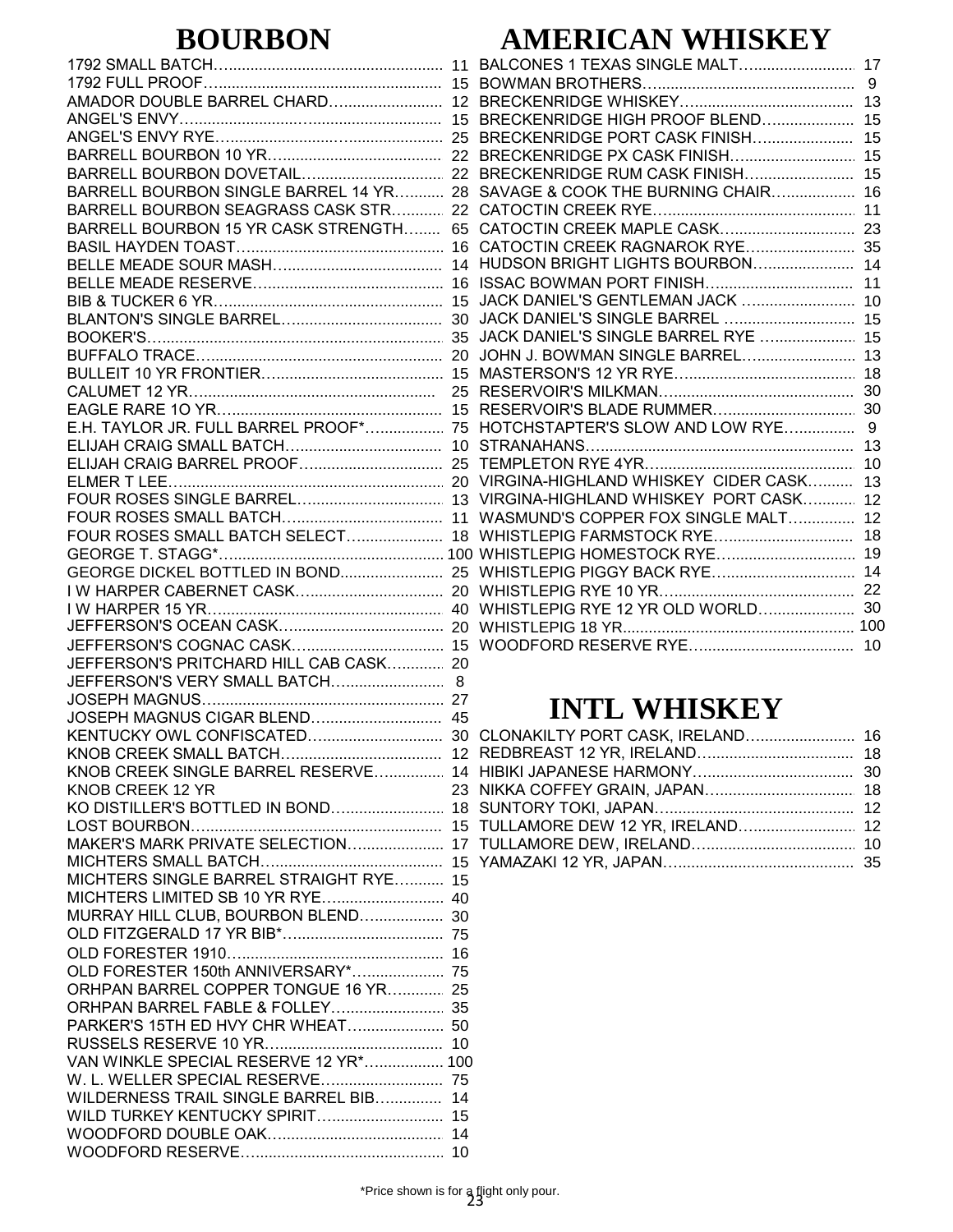# BOURBON

| Item | Price |
|---|---|
| 1792 SMALL BATCH | 11 |
| 1792 FULL PROOF | 15 |
| AMADOR DOUBLE BARREL CHARD | 12 |
| ANGEL'S ENVY | 15 |
| ANGEL'S ENVY RYE | 25 |
| BARRELL BOURBON 10 YR | 22 |
| BARRELL BOURBON DOVETAIL | 22 |
| BARRELL BOURBON SINGLE BARREL 14 YR | 28 |
| BARRELL BOURBON SEAGRASS CASK STR | 22 |
| BARRELL BOURBON 15 YR CASK STRENGTH | 65 |
| BASIL HAYDEN TOAST | 16 |
| BELLE MEADE SOUR MASH | 14 |
| BELLE MEADE RESERVE | 16 |
| BIB & TUCKER 6 YR | 15 |
| BLANTON'S SINGLE BARREL | 30 |
| BOOKER'S | 35 |
| BUFFALO TRACE | 20 |
| BULLEIT 10 YR FRONTIER | 15 |
| CALUMET 12 YR | 25 |
| EAGLE RARE 10 YR | 15 |
| E.H. TAYLOR JR. FULL BARREL PROOF* | 75 |
| ELIJAH CRAIG SMALL BATCH | 10 |
| ELIJAH CRAIG BARREL PROOF | 25 |
| ELMER T LEE | 20 |
| FOUR ROSES SINGLE BARREL | 13 |
| FOUR ROSES SMALL BATCH | 11 |
| FOUR ROSES SMALL BATCH SELECT | 15 |
| GEORGE T. STAGG* | 100 |
| GEORGE DICKEL BOTTLED IN BOND | 25 |
| I W HARPER CABERNET CASK | 20 |
| I W HARPER 15 YR | 40 |
| JEFFERSON'S OCEAN CASK | 20 |
| JEFFERSON'S COGNAC CASK | 15 |
| JEFFERSON'S PRITCHARD HILL CAB CASK | 20 |
| JEFFERSON'S VERY SMALL BATCH | 8 |
| JOSEPH MAGNUS | 27 |
| JOSEPH MAGNUS CIGAR BLEND | 45 |
| KENTUCKY OWL CONFISCATED | 30 |
| KNOB CREEK SMALL BATCH | 12 |
| KNOB CREEK SINGLE BARREL RESERVE | 14 |
| KNOB CREEK 12 YR | 23 |
| KO DISTILLER'S BOTTLED IN BOND | 18 |
| LOST BOURBON | 15 |
| MAKER'S MARK PRIVATE SELECTION | 17 |
| MICHTERS SMALL BATCH | 15 |
| MICHTERS SINGLE BARREL STRAIGHT RYE | 15 |
| MICHTERS LIMITED SB 10 YR RYE | 40 |
| MURRAY HILL CLUB, BOURBON BLEND | 30 |
| OLD FITZGERALD 17 YR BIB* | 75 |
| OLD FORESTER 1910 | 16 |
| OLD FORESTER 150th ANNIVERSARY* | 75 |
| ORHPAN BARREL COPPER TONGUE 16 YR | 25 |
| ORHPAN BARREL FABLE & FOLLEY | 35 |
| PARKER'S 15TH ED HVY CHR WHEAT | 50 |
| RUSSELS RESERVE 10 YR | 10 |
| VAN WINKLE SPECIAL RESERVE 12 YR* | 100 |
| W. L. WELLER SPECIAL RESERVE | 75 |
| WILDERNESS TRAIL SINGLE BARREL BIB | 14 |
| WILD TURKEY KENTUCKY SPIRIT | 15 |
| WOODFORD DOUBLE OAK | 14 |
| WOODFORD RESERVE | 10 |

# AMERICAN WHISKEY

| Item | Price |
|---|---|
| BALCONES 1 TEXAS SINGLE MALT | 17 |
| BOWMAN BROTHERS | 9 |
| BRECKENRIDGE WHISKEY | 13 |
| BRECKENRIDGE HIGH PROOF BLEND | 15 |
| BRECKENRIDGE PORT CASK FINISH | 15 |
| BRECKENRIDGE PX CASK FINISH | 15 |
| BRECKENRIDGE RUM CASK FINISH | 15 |
| SAVAGE & COOK THE BURNING CHAIR | 16 |
| CATOCTIN CREEK RYE | 11 |
| CATOCTIN CREEK MAPLE CASK | 23 |
| CATOCTIN CREEK RAGNAROK RYE | 35 |
| HUDSON BRIGHT LIGHTS BOURBON | 14 |
| ISSAC BOWMAN PORT FINISH | 11 |
| JACK DANIEL'S GENTLEMAN JACK | 10 |
| JACK DANIEL'S SINGLE BARREL | 15 |
| JACK DANIEL'S SINGLE BARREL RYE | 15 |
| JOHN J. BOWMAN SINGLE BARREL | 13 |
| MASTERSON'S 12 YR RYE | 18 |
| RESERVOIR'S MILKMAN | 30 |
| RESERVOIR'S BLADE RUMMER | 30 |
| HOTCHSTAPTER'S SLOW AND LOW RYE | 9 |
| STRANAHANS | 13 |
| TEMPLETON RYE 4YR | 10 |
| VIRGINA-HIGHLAND WHISKEY CIDER CASK | 13 |
| VIRGINA-HIGHLAND WHISKEY PORT CASK | 12 |
| WASMUND'S COPPER FOX SINGLE MALT | 12 |
| WHISTLEPIG FARMSTOCK RYE | 18 |
| WHISTLEPIG HOMESTOCK RYE | 19 |
| WHISTLEPIG PIGGY BACK RYE | 14 |
| WHISTLEPIG RYE 10 YR | 22 |
| WHISTLEPIG RYE 12 YR OLD WORLD | 30 |
| WHISTLEPIG 18 YR | 100 |
| WOODFORD RESERVE RYE | 10 |

# INTL WHISKEY

| Item | Price |
|---|---|
| CLONAKILTY PORT CASK, IRELAND | 16 |
| REDBREAST 12 YR, IRELAND | 18 |
| HIBIKI JAPANESE HARMONY | 30 |
| NIKKA COFFEY GRAIN, JAPAN | 18 |
| SUNTORY TOKI, JAPAN | 12 |
| TULLAMORE DEW 12 YR, IRELAND | 12 |
| TULLAMORE DEW, IRELAND | 10 |
| YAMAZAKI 12 YR, JAPAN | 35 |

*Price shown is for a flight only pour.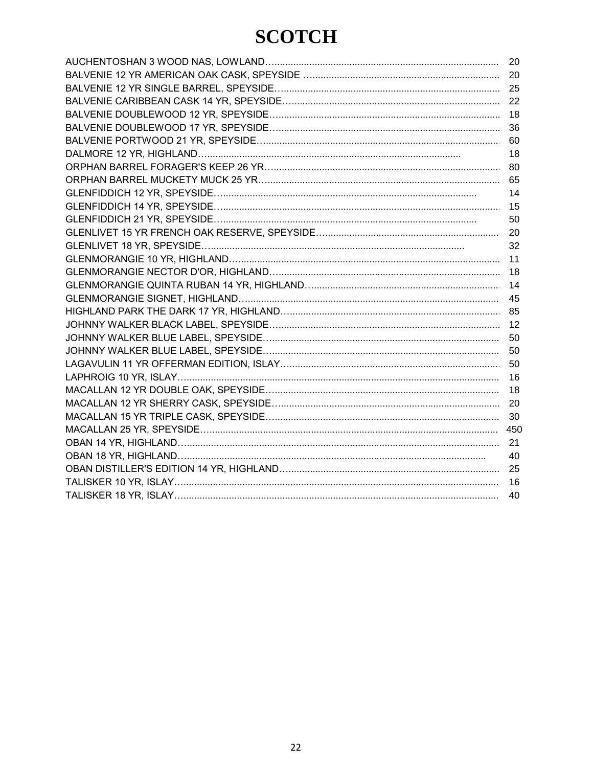# SCOTCH

| | |
|---|---|
| AUCHENTOSHAN 3 WOOD NAS, LOWLAND… | 20 |
| BALVENIE 12 YR AMERICAN OAK CASK, SPEYSIDE … | 20 |
| BALVENIE 12 YR SINGLE BARREL, SPEYSIDE… | 25 |
| BALVENIE CARIBBEAN CASK 14 YR, SPEYSIDE… | 22 |
| BALVENIE DOUBLEWOOD 12 YR, SPEYSIDE… | 18 |
| BALVENIE DOUBLEWOOD 17 YR, SPEYSIDE… | 36 |
| BALVENIE PORTWOOD 21 YR, SPEYSIDE… | 60 |
| DALMORE 12 YR, HIGHLAND… | 18 |
| ORPHAN BARREL FORAGER'S KEEP 26 YR… | 80 |
| ORPHAN BARREL MUCKETY MUCK 25 YR… | 65 |
| GLENFIDDICH 12 YR, SPEYSIDE… | 14 |
| GLENFIDDICH 14 YR, SPEYSIDE… | 15 |
| GLENFIDDICH 21 YR, SPEYSIDE… | 50 |
| GLENLIVET 15 YR FRENCH OAK RESERVE, SPEYSIDE… | 20 |
| GLENLIVET 18 YR, SPEYSIDE… | 32 |
| GLENMORANGIE 10 YR, HIGHLAND… | 11 |
| GLENMORANGIE NECTOR D'OR, HIGHLAND… | 18 |
| GLENMORANGIE QUINTA RUBAN 14 YR, HIGHLAND… | 14 |
| GLENMORANGIE SIGNET, HIGHLAND… | 45 |
| HIGHLAND PARK THE DARK 17 YR, HIGHLAND… | 85 |
| JOHNNY WALKER BLACK LABEL, SPEYSIDE… | 12 |
| JOHNNY WALKER BLUE LABEL, SPEYSIDE… | 50 |
| JOHNNY WALKER BLUE LABEL, SPEYSIDE… | 50 |
| LAGAVULIN 11 YR OFFERMAN EDITION, ISLAY… | 50 |
| LAPHROIG 10 YR, ISLAY… | 16 |
| MACALLAN 12 YR DOUBLE OAK, SPEYSIDE… | 18 |
| MACALLAN 12 YR SHERRY CASK, SPEYSIDE… | 20 |
| MACALLAN 15 YR TRIPLE CASK, SPEYSIDE… | 30 |
| MACALLAN 25 YR, SPEYSIDE… | 450 |
| OBAN 14 YR, HIGHLAND… | 21 |
| OBAN 18 YR, HIGHLAND… | 40 |
| OBAN DISTILLER'S EDITION 14 YR, HIGHLAND… | 25 |
| TALISKER 10 YR, ISLAY… | 16 |
| TALISKER 18 YR, ISLAY… | 40 |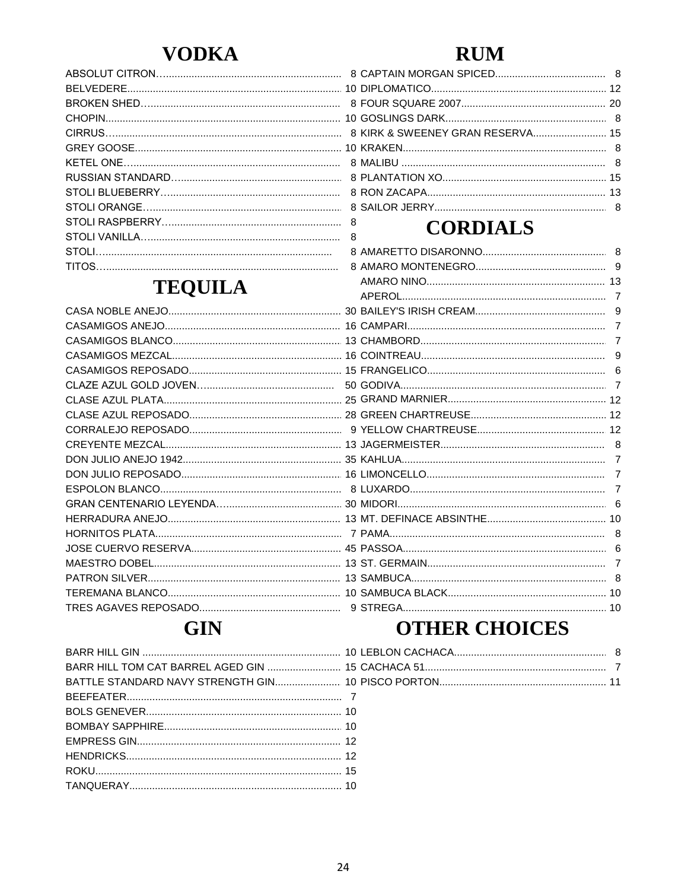# VODKA

ABSOLUT CITRON…............................................................... 8
BELVEDERE.......................................................................... 10
BROKEN SHED…................................................................... 8
CHOPIN................................................................................. 10
CIRRUS…............................................................................. 8
GREY GOOSE........................................................................ 10
KETEL ONE…......................................................................... 8
RUSSIAN STANDARD…......................................................... 8
STOLI BLUEBERRY…............................................................ 8
STOLI ORANGE…................................................................. 8
STOLI RASPBERRY…............................................................ 8
STOLI VANILLA…................................................................... 8
STOLI…................................................................................. 8
TITOS…................................................................................. 8

# TEQUILA

CASA NOBLE ANEJO............................................................ 30
CASAMIGOS ANEJO............................................................. 16
CASAMIGOS BLANCO........................................................... 13
CASAMIGOS MEZCAL........................................................... 16
CASAMIGOS REPOSADO..................................................... 15
CLAZE AZUL GOLD JOVEN…............................................. 50
CLASE AZUL PLATA............................................................. 25
CLASE AZUL REPOSADO..................................................... 28
CORRALEJO REPOSADO...................................................... 9
CREYENTE MEZCAL............................................................. 13
DON JULIO ANEJO 1942....................................................... 35
DON JULIO REPOSADO....................................................... 16
ESPOLON BLANCO............................................................... 8
GRAN CENTENARIO LEYENDA…......................................... 30
HERRADURA ANEJO............................................................ 13
HORNITOS PLATA................................................................ 7
JOSE CUERVO RESERVA.................................................... 45
MAESTRO DOBEL................................................................. 13
PATRON SILVER................................................................... 13
TEREMANA BLANCO............................................................ 10
TRES AGAVES REPOSADO................................................. 9

# GIN

BARR HILL GIN ..................................................................... 10
BARR HILL TOM CAT BARREL AGED GIN .......................... 15
BATTLE STANDARD NAVY STRENGTH GIN....................... 10
BEEFEATER........................................................................... 7
BOLS GENEVER.................................................................... 10
BOMBAY SAPPHIRE.............................................................. 10
EMPRESS GIN....................................................................... 12
HENDRICKS........................................................................... 12
ROKU..................................................................................... 15
TANQUERAY.......................................................................... 10

# RUM

CAPTAIN MORGAN SPICED..................................... 8
DIPLOMATICO............................................................ 12
FOUR SQUARE 2007.................................................. 20
GOSLINGS DARK........................................................ 8
KIRK & SWEENEY GRAN RESERVA.......................... 15
KRAKEN...................................................................... 8
MALIBU ....................................................................... 8
PLANTATION XO......................................................... 15
RON ZACAPA.............................................................. 13
SAILOR JERRY............................................................ 8

# CORDIALS

AMARETTO DISARONNO........................................... 8
AMARO MONTENEGRO............................................. 9
AMARO NINO.............................................................. 13
APEROL....................................................................... 7
BAILEY'S IRISH CREAM............................................. 9
CAMPARI..................................................................... 7
CHAMBORD................................................................ 7
COINTREAU................................................................ 9
FRANGELICO.............................................................. 6
GODIVA....................................................................... 7
GRAND MARNIER....................................................... 12
GREEN CHARTREUSE............................................... 12
YELLOW CHARTREUSE............................................ 12
JAGERMEISTER......................................................... 8
KAHLUA...................................................................... 7
LIMONCELLO.............................................................. 7
LUXARDO.................................................................... 7
MIDORI........................................................................ 6
MT. DEFINACE ABSINTHE......................................... 10
PAMA........................................................................... 8
PASSOA...................................................................... 6
ST. GERMAIN.............................................................. 7
SAMBUCA.................................................................... 8
SAMBUCA BLACK....................................................... 10
STREGA...................................................................... 10

# OTHER CHOICES

LEBLON CACHACA..................................................... 8
CACHACA 51............................................................... 7
PISCO PORTON.......................................................... 11